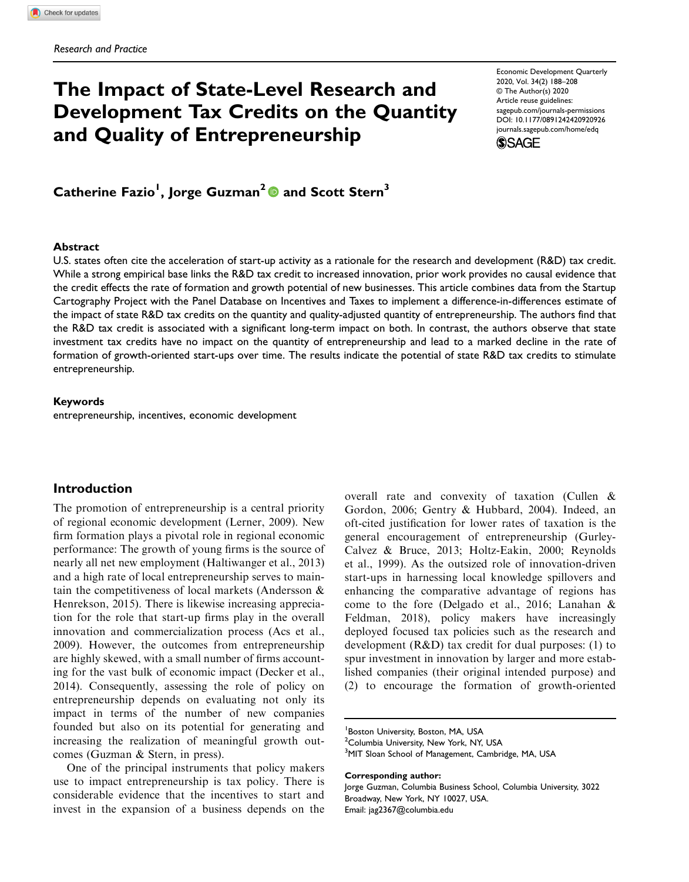Research and Practice

# The Impact of State-Level Research and Development Tax Credits on the Quantity and Quality of Entrepreneurship

Economic Development Quarterly
2020, Vol. 34(2) 188–208
© The Author(s) 2020
Article reuse guidelines:
sagepub.com/journals-permissions
DOI: 10.1177/0891242420920926
journals.sagepub.com/home/edq

**Catherine Fazio[1], Jorge Guzman[2] and Scott Stern[3]**

## Abstract

U.S. states often cite the acceleration of start-up activity as a rationale for the research and development (R&D) tax credit. While a strong empirical base links the R&D tax credit to increased innovation, prior work provides no causal evidence that the credit effects the rate of formation and growth potential of new businesses. This article combines data from the Startup Cartography Project with the Panel Database on Incentives and Taxes to implement a difference-in-differences estimate of the impact of state R&D tax credits on the quantity and quality-adjusted quantity of entrepreneurship. The authors find that the R&D tax credit is associated with a significant long-term impact on both. In contrast, the authors observe that state investment tax credits have no impact on the quantity of entrepreneurship and lead to a marked decline in the rate of formation of growth-oriented start-ups over time. The results indicate the potential of state R&D tax credits to stimulate entrepreneurship.

### Keywords

entrepreneurship, incentives, economic development

## Introduction

The promotion of entrepreneurship is a central priority of regional economic development (Lerner, 2009). New firm formation plays a pivotal role in regional economic performance: The growth of young firms is the source of nearly all net new employment (Haltiwanger et al., 2013) and a high rate of local entrepreneurship serves to maintain the competitiveness of local markets (Andersson & Henrekson, 2015). There is likewise increasing appreciation for the role that start-up firms play in the overall innovation and commercialization process (Acs et al., 2009). However, the outcomes from entrepreneurship are highly skewed, with a small number of firms accounting for the vast bulk of economic impact (Decker et al., 2014). Consequently, assessing the role of policy on entrepreneurship depends on evaluating not only its impact in terms of the number of new companies founded but also on its potential for generating and increasing the realization of meaningful growth outcomes (Guzman & Stern, in press).

One of the principal instruments that policy makers use to impact entrepreneurship is tax policy. There is considerable evidence that the incentives to start and invest in the expansion of a business depends on the overall rate and convexity of taxation (Cullen & Gordon, 2006; Gentry & Hubbard, 2004). Indeed, an oft-cited justification for lower rates of taxation is the general encouragement of entrepreneurship (Gurley-Calvez & Bruce, 2013; Holtz-Eakin, 2000; Reynolds et al., 1999). As the outsized role of innovation-driven start-ups in harnessing local knowledge spillovers and enhancing the comparative advantage of regions has come to the fore (Delgado et al., 2016; Lanahan & Feldman, 2018), policy makers have increasingly deployed focused tax policies such as the research and development (R&D) tax credit for dual purposes: (1) to spur investment in innovation by larger and more established companies (their original intended purpose) and (2) to encourage the formation of growth-oriented

[1]Boston University, Boston, MA, USA
[2]Columbia University, New York, NY, USA
[3]MIT Sloan School of Management, Cambridge, MA, USA

**Corresponding author:**
Jorge Guzman, Columbia Business School, Columbia University, 3022 Broadway, New York, NY 10027, USA.
Email: jag2367@columbia.edu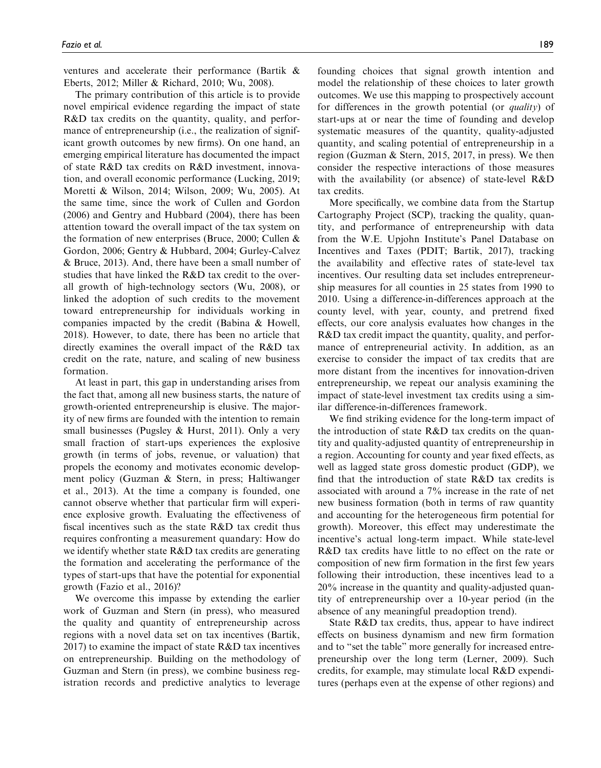ventures and accelerate their performance (Bartik & Eberts, 2012; Miller & Richard, 2010; Wu, 2008).

The primary contribution of this article is to provide novel empirical evidence regarding the impact of state R&D tax credits on the quantity, quality, and performance of entrepreneurship (i.e., the realization of significant growth outcomes by new firms). On one hand, an emerging empirical literature has documented the impact of state R&D tax credits on R&D investment, innovation, and overall economic performance (Lucking, 2019; Moretti & Wilson, 2014; Wilson, 2009; Wu, 2005). At the same time, since the work of Cullen and Gordon (2006) and Gentry and Hubbard (2004), there has been attention toward the overall impact of the tax system on the formation of new enterprises (Bruce, 2000; Cullen & Gordon, 2006; Gentry & Hubbard, 2004; Gurley-Calvez & Bruce, 2013). And, there have been a small number of studies that have linked the R&D tax credit to the overall growth of high-technology sectors (Wu, 2008), or linked the adoption of such credits to the movement toward entrepreneurship for individuals working in companies impacted by the credit (Babina & Howell, 2018). However, to date, there has been no article that directly examines the overall impact of the R&D tax credit on the rate, nature, and scaling of new business formation.

At least in part, this gap in understanding arises from the fact that, among all new business starts, the nature of growth-oriented entrepreneurship is elusive. The majority of new firms are founded with the intention to remain small businesses (Pugsley & Hurst, 2011). Only a very small fraction of start-ups experiences the explosive growth (in terms of jobs, revenue, or valuation) that propels the economy and motivates economic development policy (Guzman & Stern, in press; Haltiwanger et al., 2013). At the time a company is founded, one cannot observe whether that particular firm will experience explosive growth. Evaluating the effectiveness of fiscal incentives such as the state R&D tax credit thus requires confronting a measurement quandary: How do we identify whether state R&D tax credits are generating the formation and accelerating the performance of the types of start-ups that have the potential for exponential growth (Fazio et al., 2016)?

We overcome this impasse by extending the earlier work of Guzman and Stern (in press), who measured the quality and quantity of entrepreneurship across regions with a novel data set on tax incentives (Bartik, 2017) to examine the impact of state R&D tax incentives on entrepreneurship. Building on the methodology of Guzman and Stern (in press), we combine business registration records and predictive analytics to leverage founding choices that signal growth intention and model the relationship of these choices to later growth outcomes. We use this mapping to prospectively account for differences in the growth potential (or *quality*) of start-ups at or near the time of founding and develop systematic measures of the quantity, quality-adjusted quantity, and scaling potential of entrepreneurship in a region (Guzman & Stern, 2015, 2017, in press). We then consider the respective interactions of those measures with the availability (or absence) of state-level R&D tax credits.

More specifically, we combine data from the Startup Cartography Project (SCP), tracking the quality, quantity, and performance of entrepreneurship with data from the W.E. Upjohn Institute's Panel Database on Incentives and Taxes (PDIT; Bartik, 2017), tracking the availability and effective rates of state-level tax incentives. Our resulting data set includes entrepreneurship measures for all counties in 25 states from 1990 to 2010. Using a difference-in-differences approach at the county level, with year, county, and pretrend fixed effects, our core analysis evaluates how changes in the R&D tax credit impact the quantity, quality, and performance of entrepreneurial activity. In addition, as an exercise to consider the impact of tax credits that are more distant from the incentives for innovation-driven entrepreneurship, we repeat our analysis examining the impact of state-level investment tax credits using a similar difference-in-differences framework.

We find striking evidence for the long-term impact of the introduction of state R&D tax credits on the quantity and quality-adjusted quantity of entrepreneurship in a region. Accounting for county and year fixed effects, as well as lagged state gross domestic product (GDP), we find that the introduction of state R&D tax credits is associated with around a 7% increase in the rate of net new business formation (both in terms of raw quantity and accounting for the heterogeneous firm potential for growth). Moreover, this effect may underestimate the incentive's actual long-term impact. While state-level R&D tax credits have little to no effect on the rate or composition of new firm formation in the first few years following their introduction, these incentives lead to a 20% increase in the quantity and quality-adjusted quantity of entrepreneurship over a 10-year period (in the absence of any meaningful preadoption trend).

State R&D tax credits, thus, appear to have indirect effects on business dynamism and new firm formation and to "set the table" more generally for increased entrepreneurship over the long term (Lerner, 2009). Such credits, for example, may stimulate local R&D expenditures (perhaps even at the expense of other regions) and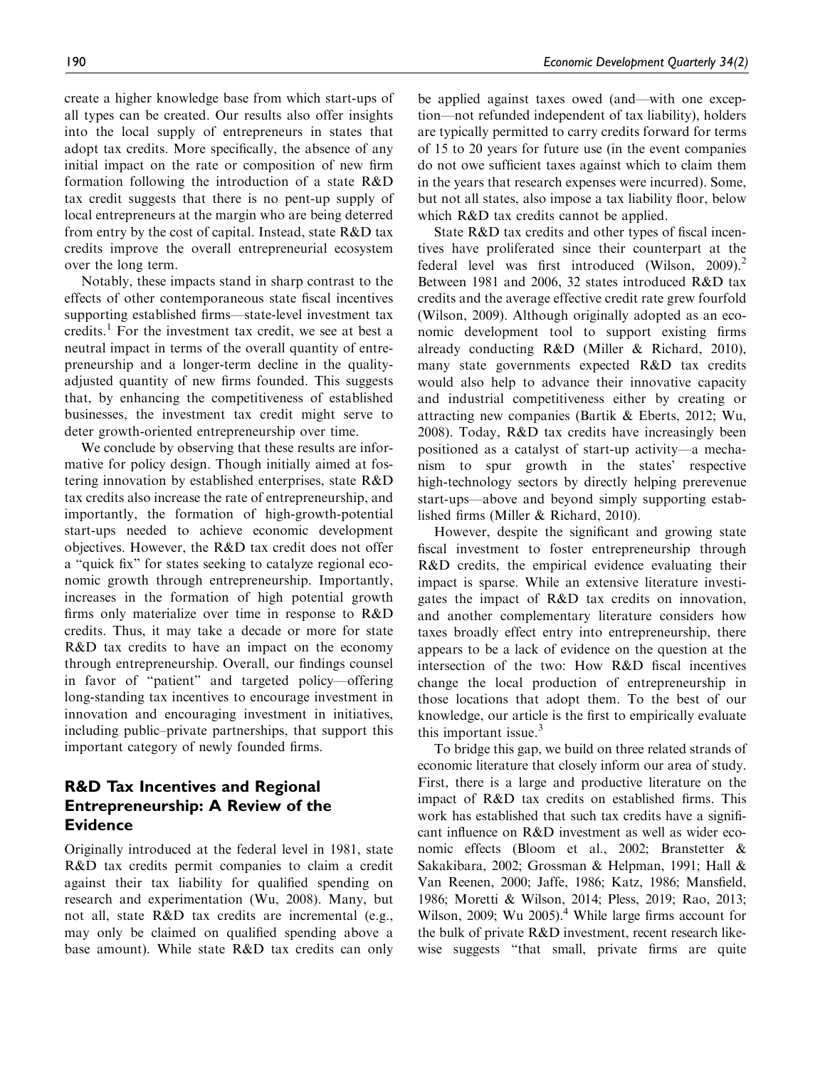create a higher knowledge base from which start-ups of all types can be created. Our results also offer insights into the local supply of entrepreneurs in states that adopt tax credits. More specifically, the absence of any initial impact on the rate or composition of new firm formation following the introduction of a state R&D tax credit suggests that there is no pent-up supply of local entrepreneurs at the margin who are being deterred from entry by the cost of capital. Instead, state R&D tax credits improve the overall entrepreneurial ecosystem over the long term.

Notably, these impacts stand in sharp contrast to the effects of other contemporaneous state fiscal incentives supporting established firms—state-level investment tax credits.[1] For the investment tax credit, we see at best a neutral impact in terms of the overall quantity of entrepreneurship and a longer-term decline in the quality-adjusted quantity of new firms founded. This suggests that, by enhancing the competitiveness of established businesses, the investment tax credit might serve to deter growth-oriented entrepreneurship over time.

We conclude by observing that these results are informative for policy design. Though initially aimed at fostering innovation by established enterprises, state R&D tax credits also increase the rate of entrepreneurship, and importantly, the formation of high-growth-potential start-ups needed to achieve economic development objectives. However, the R&D tax credit does not offer a "quick fix" for states seeking to catalyze regional economic growth through entrepreneurship. Importantly, increases in the formation of high potential growth firms only materialize over time in response to R&D credits. Thus, it may take a decade or more for state R&D tax credits to have an impact on the economy through entrepreneurship. Overall, our findings counsel in favor of "patient" and targeted policy—offering long-standing tax incentives to encourage investment in innovation and encouraging investment in initiatives, including public–private partnerships, that support this important category of newly founded firms.

## R&D Tax Incentives and Regional Entrepreneurship: A Review of the Evidence

Originally introduced at the federal level in 1981, state R&D tax credits permit companies to claim a credit against their tax liability for qualified spending on research and experimentation (Wu, 2008). Many, but not all, state R&D tax credits are incremental (e.g., may only be claimed on qualified spending above a base amount). While state R&D tax credits can only be applied against taxes owed (and—with one exception—not refunded independent of tax liability), holders are typically permitted to carry credits forward for terms of 15 to 20 years for future use (in the event companies do not owe sufficient taxes against which to claim them in the years that research expenses were incurred). Some, but not all states, also impose a tax liability floor, below which R&D tax credits cannot be applied.

State R&D tax credits and other types of fiscal incentives have proliferated since their counterpart at the federal level was first introduced (Wilson, 2009).[2] Between 1981 and 2006, 32 states introduced R&D tax credits and the average effective credit rate grew fourfold (Wilson, 2009). Although originally adopted as an economic development tool to support existing firms already conducting R&D (Miller & Richard, 2010), many state governments expected R&D tax credits would also help to advance their innovative capacity and industrial competitiveness either by creating or attracting new companies (Bartik & Eberts, 2012; Wu, 2008). Today, R&D tax credits have increasingly been positioned as a catalyst of start-up activity—a mechanism to spur growth in the states' respective high-technology sectors by directly helping prerevenue start-ups—above and beyond simply supporting established firms (Miller & Richard, 2010).

However, despite the significant and growing state fiscal investment to foster entrepreneurship through R&D credits, the empirical evidence evaluating their impact is sparse. While an extensive literature investigates the impact of R&D tax credits on innovation, and another complementary literature considers how taxes broadly effect entry into entrepreneurship, there appears to be a lack of evidence on the question at the intersection of the two: How R&D fiscal incentives change the local production of entrepreneurship in those locations that adopt them. To the best of our knowledge, our article is the first to empirically evaluate this important issue.[3]

To bridge this gap, we build on three related strands of economic literature that closely inform our area of study. First, there is a large and productive literature on the impact of R&D tax credits on established firms. This work has established that such tax credits have a significant influence on R&D investment as well as wider economic effects (Bloom et al., 2002; Branstetter & Sakakibara, 2002; Grossman & Helpman, 1991; Hall & Van Reenen, 2000; Jaffe, 1986; Katz, 1986; Mansfield, 1986; Moretti & Wilson, 2014; Pless, 2019; Rao, 2013; Wilson, 2009; Wu 2005).[4] While large firms account for the bulk of private R&D investment, recent research likewise suggests "that small, private firms are quite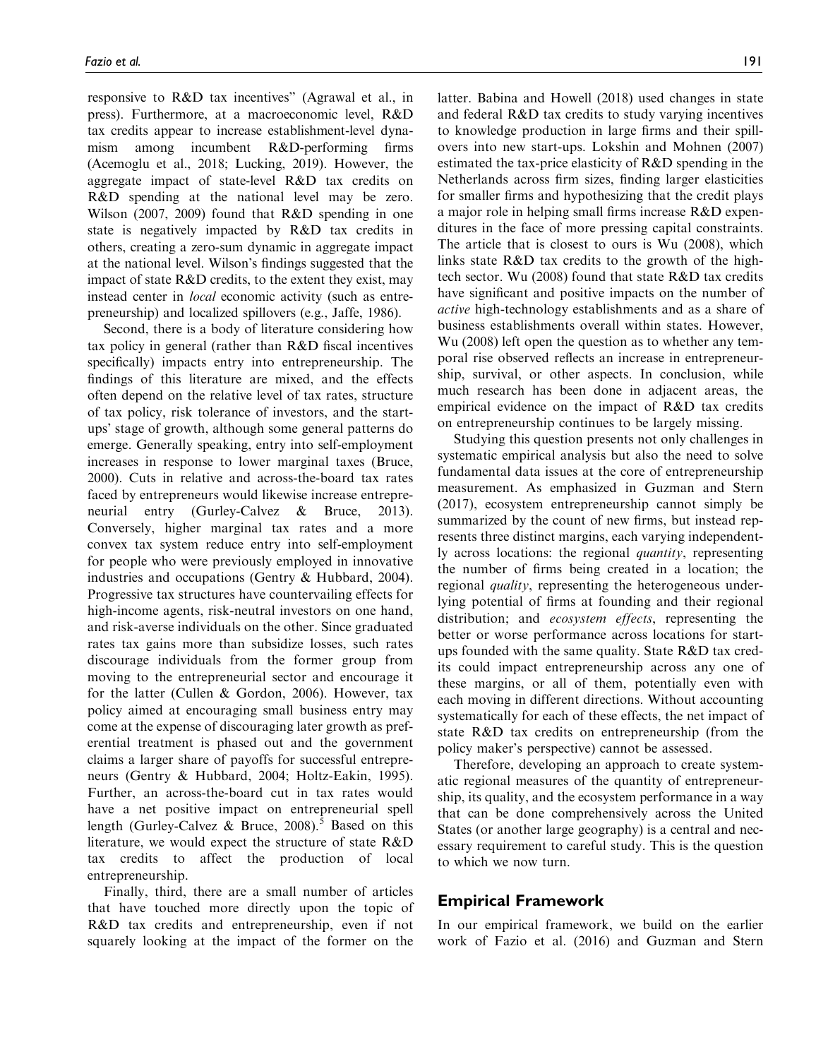responsive to R&D tax incentives" (Agrawal et al., in press). Furthermore, at a macroeconomic level, R&D tax credits appear to increase establishment-level dynamism among incumbent R&D-performing firms (Acemoglu et al., 2018; Lucking, 2019). However, the aggregate impact of state-level R&D tax credits on R&D spending at the national level may be zero. Wilson (2007, 2009) found that R&D spending in one state is negatively impacted by R&D tax credits in others, creating a zero-sum dynamic in aggregate impact at the national level. Wilson's findings suggested that the impact of state R&D credits, to the extent they exist, may instead center in *local* economic activity (such as entrepreneurship) and localized spillovers (e.g., Jaffe, 1986).

Second, there is a body of literature considering how tax policy in general (rather than R&D fiscal incentives specifically) impacts entry into entrepreneurship. The findings of this literature are mixed, and the effects often depend on the relative level of tax rates, structure of tax policy, risk tolerance of investors, and the start-ups' stage of growth, although some general patterns do emerge. Generally speaking, entry into self-employment increases in response to lower marginal taxes (Bruce, 2000). Cuts in relative and across-the-board tax rates faced by entrepreneurs would likewise increase entrepreneurial entry (Gurley-Calvez & Bruce, 2013). Conversely, higher marginal tax rates and a more convex tax system reduce entry into self-employment for people who were previously employed in innovative industries and occupations (Gentry & Hubbard, 2004). Progressive tax structures have countervailing effects for high-income agents, risk-neutral investors on one hand, and risk-averse individuals on the other. Since graduated rates tax gains more than subsidize losses, such rates discourage individuals from the former group from moving to the entrepreneurial sector and encourage it for the latter (Cullen & Gordon, 2006). However, tax policy aimed at encouraging small business entry may come at the expense of discouraging later growth as preferential treatment is phased out and the government claims a larger share of payoffs for successful entrepreneurs (Gentry & Hubbard, 2004; Holtz-Eakin, 1995). Further, an across-the-board cut in tax rates would have a net positive impact on entrepreneurial spell length (Gurley-Calvez & Bruce, 2008).[5] Based on this literature, we would expect the structure of state R&D tax credits to affect the production of local entrepreneurship.

Finally, third, there are a small number of articles that have touched more directly upon the topic of R&D tax credits and entrepreneurship, even if not squarely looking at the impact of the former on the latter. Babina and Howell (2018) used changes in state and federal R&D tax credits to study varying incentives to knowledge production in large firms and their spillovers into new start-ups. Lokshin and Mohnen (2007) estimated the tax-price elasticity of R&D spending in the Netherlands across firm sizes, finding larger elasticities for smaller firms and hypothesizing that the credit plays a major role in helping small firms increase R&D expenditures in the face of more pressing capital constraints. The article that is closest to ours is Wu (2008), which links state R&D tax credits to the growth of the high-tech sector. Wu (2008) found that state R&D tax credits have significant and positive impacts on the number of *active* high-technology establishments and as a share of business establishments overall within states. However, Wu (2008) left open the question as to whether any temporal rise observed reflects an increase in entrepreneurship, survival, or other aspects. In conclusion, while much research has been done in adjacent areas, the empirical evidence on the impact of R&D tax credits on entrepreneurship continues to be largely missing.

Studying this question presents not only challenges in systematic empirical analysis but also the need to solve fundamental data issues at the core of entrepreneurship measurement. As emphasized in Guzman and Stern (2017), ecosystem entrepreneurship cannot simply be summarized by the count of new firms, but instead represents three distinct margins, each varying independently across locations: the regional *quantity*, representing the number of firms being created in a location; the regional *quality*, representing the heterogeneous underlying potential of firms at founding and their regional distribution; and *ecosystem effects*, representing the better or worse performance across locations for start-ups founded with the same quality. State R&D tax credits could impact entrepreneurship across any one of these margins, or all of them, potentially even with each moving in different directions. Without accounting systematically for each of these effects, the net impact of state R&D tax credits on entrepreneurship (from the policy maker's perspective) cannot be assessed.

Therefore, developing an approach to create systematic regional measures of the quantity of entrepreneurship, its quality, and the ecosystem performance in a way that can be done comprehensively across the United States (or another large geography) is a central and necessary requirement to careful study. This is the question to which we now turn.

## Empirical Framework

In our empirical framework, we build on the earlier work of Fazio et al. (2016) and Guzman and Stern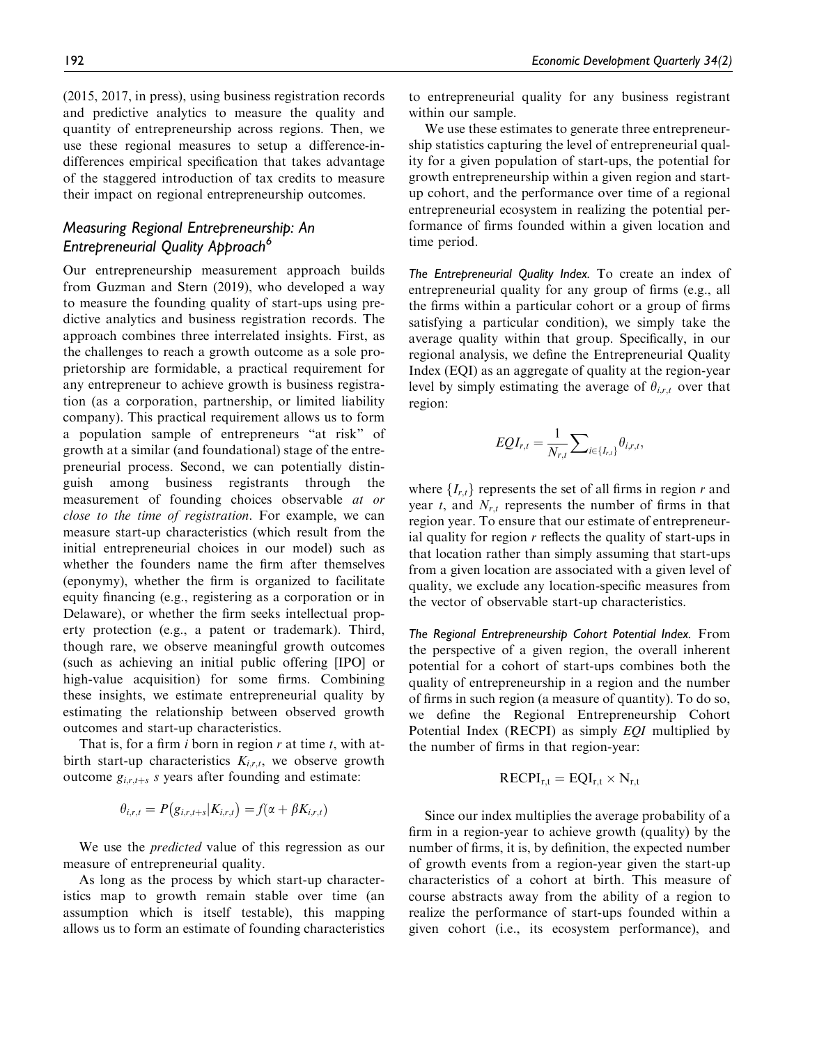(2015, 2017, in press), using business registration records and predictive analytics to measure the quality and quantity of entrepreneurship across regions. Then, we use these regional measures to setup a difference-in-differences empirical specification that takes advantage of the staggered introduction of tax credits to measure their impact on regional entrepreneurship outcomes.

## Measuring Regional Entrepreneurship: An Entrepreneurial Quality Approach[6]

Our entrepreneurship measurement approach builds from Guzman and Stern (2019), who developed a way to measure the founding quality of start-ups using predictive analytics and business registration records. The approach combines three interrelated insights. First, as the challenges to reach a growth outcome as a sole proprietorship are formidable, a practical requirement for any entrepreneur to achieve growth is business registration (as a corporation, partnership, or limited liability company). This practical requirement allows us to form a population sample of entrepreneurs "at risk" of growth at a similar (and foundational) stage of the entrepreneurial process. Second, we can potentially distinguish among business registrants through the measurement of founding choices observable *at or close to the time of registration*. For example, we can measure start-up characteristics (which result from the initial entrepreneurial choices in our model) such as whether the founders name the firm after themselves (eponymy), whether the firm is organized to facilitate equity financing (e.g., registering as a corporation or in Delaware), or whether the firm seeks intellectual property protection (e.g., a patent or trademark). Third, though rare, we observe meaningful growth outcomes (such as achieving an initial public offering [IPO] or high-value acquisition) for some firms. Combining these insights, we estimate entrepreneurial quality by estimating the relationship between observed growth outcomes and start-up characteristics.

That is, for a firm $i$ born in region $r$ at time $t$, with at-birth start-up characteristics $K_{i,r,t}$, we observe growth outcome $g_{i,r,t+s}$ $s$ years after founding and estimate:

$$\theta_{i,r,t} = P(g_{i,r,t+s}|K_{i,r,t}) = f(\alpha + \beta K_{i,r,t})$$

We use the *predicted* value of this regression as our measure of entrepreneurial quality.

As long as the process by which start-up characteristics map to growth remain stable over time (an assumption which is itself testable), this mapping allows us to form an estimate of founding characteristics to entrepreneurial quality for any business registrant within our sample.

We use these estimates to generate three entrepreneurship statistics capturing the level of entrepreneurial quality for a given population of start-ups, the potential for growth entrepreneurship within a given region and start-up cohort, and the performance over time of a regional entrepreneurial ecosystem in realizing the potential performance of firms founded within a given location and time period.

*The Entrepreneurial Quality Index.* To create an index of entrepreneurial quality for any group of firms (e.g., all the firms within a particular cohort or a group of firms satisfying a particular condition), we simply take the average quality within that group. Specifically, in our regional analysis, we define the Entrepreneurial Quality Index (EQI) as an aggregate of quality at the region-year level by simply estimating the average of $\theta_{i,r,t}$ over that region:

$$EQI_{r,t} = \frac{1}{N_{r,t}} \sum\nolimits_{i \in \{I_{r,t}\}} \theta_{i,r,t},$$

where $\{I_{r,t}\}$ represents the set of all firms in region $r$ and year $t$, and $N_{r,t}$ represents the number of firms in that region year. To ensure that our estimate of entrepreneurial quality for region $r$ reflects the quality of start-ups in that location rather than simply assuming that start-ups from a given location are associated with a given level of quality, we exclude any location-specific measures from the vector of observable start-up characteristics.

*The Regional Entrepreneurship Cohort Potential Index.* From the perspective of a given region, the overall inherent potential for a cohort of start-ups combines both the quality of entrepreneurship in a region and the number of firms in such region (a measure of quantity). To do so, we define the Regional Entrepreneurship Cohort Potential Index (RECPI) as simply *EQI* multiplied by the number of firms in that region-year:

$$\mathrm{RECPI}_{\mathrm{r,t}} = \mathrm{EQI}_{\mathrm{r,t}} \times \mathrm{N}_{\mathrm{r,t}}$$

Since our index multiplies the average probability of a firm in a region-year to achieve growth (quality) by the number of firms, it is, by definition, the expected number of growth events from a region-year given the start-up characteristics of a cohort at birth. This measure of course abstracts away from the ability of a region to realize the performance of start-ups founded within a given cohort (i.e., its ecosystem performance), and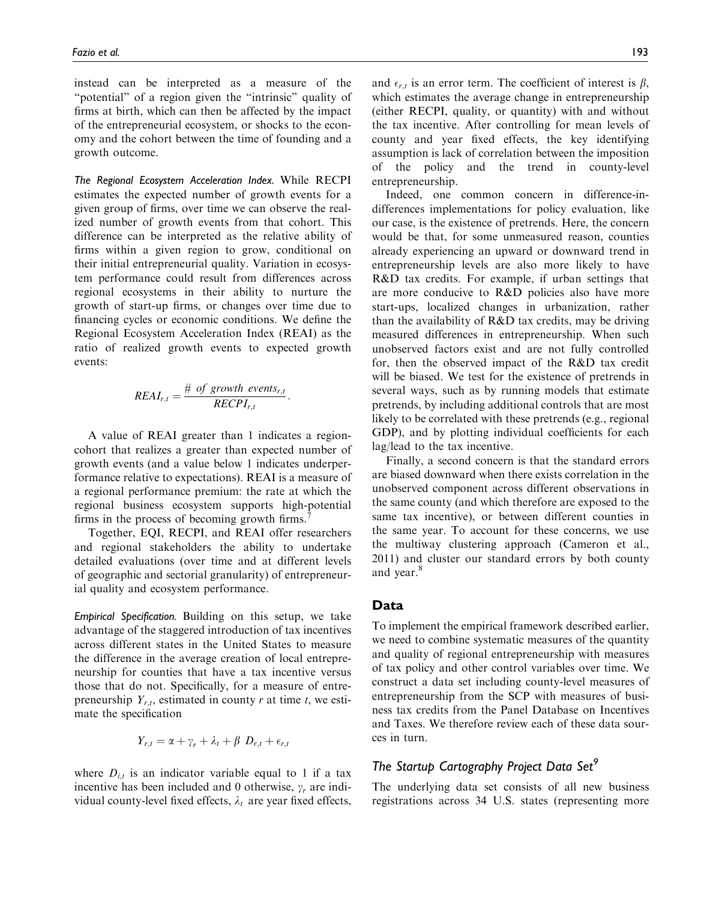instead can be interpreted as a measure of the "potential" of a region given the "intrinsic" quality of firms at birth, which can then be affected by the impact of the entrepreneurial ecosystem, or shocks to the economy and the cohort between the time of founding and a growth outcome.

*The Regional Ecosystem Acceleration Index.* While RECPI estimates the expected number of growth events for a given group of firms, over time we can observe the realized number of growth events from that cohort. This difference can be interpreted as the relative ability of firms within a given region to grow, conditional on their initial entrepreneurial quality. Variation in ecosystem performance could result from differences across regional ecosystems in their ability to nurture the growth of start-up firms, or changes over time due to financing cycles or economic conditions. We define the Regional Ecosystem Acceleration Index (REAI) as the ratio of realized growth events to expected growth events:

$$REAI_{r,t} = \frac{\#\ of\ growth\ events_{r,t}}{RECPI_{r,t}}.$$

A value of REAI greater than 1 indicates a region-cohort that realizes a greater than expected number of growth events (and a value below 1 indicates underperformance relative to expectations). REAI is a measure of a regional performance premium: the rate at which the regional business ecosystem supports high-potential firms in the process of becoming growth firms.[7]

Together, EQI, RECPI, and REAI offer researchers and regional stakeholders the ability to undertake detailed evaluations (over time and at different levels of geographic and sectorial granularity) of entrepreneurial quality and ecosystem performance.

*Empirical Specification.* Building on this setup, we take advantage of the staggered introduction of tax incentives across different states in the United States to measure the difference in the average creation of local entrepreneurship for counties that have a tax incentive versus those that do not. Specifically, for a measure of entrepreneurship $Y_{r,t}$, estimated in county $r$ at time $t$, we estimate the specification

$$Y_{r,t} = \alpha + \gamma_r + \lambda_t + \beta\ D_{r,t} + \epsilon_{r,t}$$

where $D_{i,t}$ is an indicator variable equal to 1 if a tax incentive has been included and 0 otherwise, $\gamma_r$ are individual county-level fixed effects, $\lambda_t$ are year fixed effects, and $\epsilon_{r,t}$ is an error term. The coefficient of interest is $\beta$, which estimates the average change in entrepreneurship (either RECPI, quality, or quantity) with and without the tax incentive. After controlling for mean levels of county and year fixed effects, the key identifying assumption is lack of correlation between the imposition of the policy and the trend in county-level entrepreneurship.

Indeed, one common concern in difference-in-differences implementations for policy evaluation, like our case, is the existence of pretrends. Here, the concern would be that, for some unmeasured reason, counties already experiencing an upward or downward trend in entrepreneurship levels are also more likely to have R&D tax credits. For example, if urban settings that are more conducive to R&D policies also have more start-ups, localized changes in urbanization, rather than the availability of R&D tax credits, may be driving measured differences in entrepreneurship. When such unobserved factors exist and are not fully controlled for, then the observed impact of the R&D tax credit will be biased. We test for the existence of pretrends in several ways, such as by running models that estimate pretrends, by including additional controls that are most likely to be correlated with these pretrends (e.g., regional GDP), and by plotting individual coefficients for each lag/lead to the tax incentive.

Finally, a second concern is that the standard errors are biased downward when there exists correlation in the unobserved component across different observations in the same county (and which therefore are exposed to the same tax incentive), or between different counties in the same year. To account for these concerns, we use the multiway clustering approach (Cameron et al., 2011) and cluster our standard errors by both county and year.[8]

## Data

To implement the empirical framework described earlier, we need to combine systematic measures of the quantity and quality of regional entrepreneurship with measures of tax policy and other control variables over time. We construct a data set including county-level measures of entrepreneurship from the SCP with measures of business tax credits from the Panel Database on Incentives and Taxes. We therefore review each of these data sources in turn.

### *The Startup Cartography Project Data Set*[9]

The underlying data set consists of all new business registrations across 34 U.S. states (representing more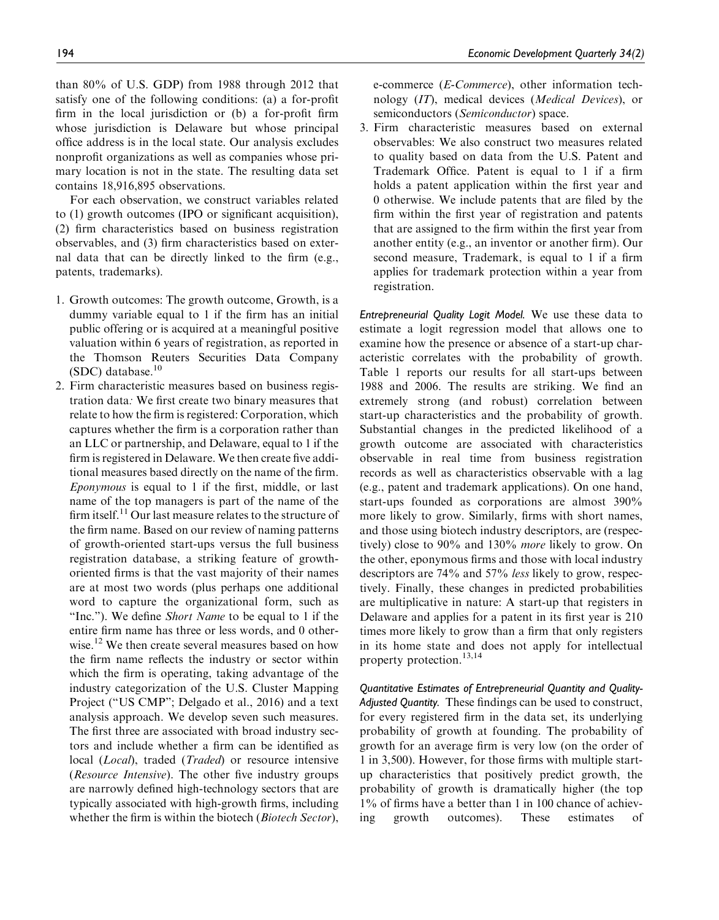than 80% of U.S. GDP) from 1988 through 2012 that satisfy one of the following conditions: (a) a for-profit firm in the local jurisdiction or (b) a for-profit firm whose jurisdiction is Delaware but whose principal office address is in the local state. Our analysis excludes nonprofit organizations as well as companies whose primary location is not in the state. The resulting data set contains 18,916,895 observations.

For each observation, we construct variables related to (1) growth outcomes (IPO or significant acquisition), (2) firm characteristics based on business registration observables, and (3) firm characteristics based on external data that can be directly linked to the firm (e.g., patents, trademarks).

1. Growth outcomes: The growth outcome, Growth, is a dummy variable equal to 1 if the firm has an initial public offering or is acquired at a meaningful positive valuation within 6 years of registration, as reported in the Thomson Reuters Securities Data Company (SDC) database.[10]
2. Firm characteristic measures based on business registration data: We first create two binary measures that relate to how the firm is registered: Corporation, which captures whether the firm is a corporation rather than an LLC or partnership, and Delaware, equal to 1 if the firm is registered in Delaware. We then create five additional measures based directly on the name of the firm. *Eponymous* is equal to 1 if the first, middle, or last name of the top managers is part of the name of the firm itself.[11] Our last measure relates to the structure of the firm name. Based on our review of naming patterns of growth-oriented start-ups versus the full business registration database, a striking feature of growth-oriented firms is that the vast majority of their names are at most two words (plus perhaps one additional word to capture the organizational form, such as "Inc."). We define *Short Name* to be equal to 1 if the entire firm name has three or less words, and 0 otherwise.[12] We then create several measures based on how the firm name reflects the industry or sector within which the firm is operating, taking advantage of the industry categorization of the U.S. Cluster Mapping Project ("US CMP"; Delgado et al., 2016) and a text analysis approach. We develop seven such measures. The first three are associated with broad industry sectors and include whether a firm can be identified as local (*Local*), traded (*Traded*) or resource intensive (*Resource Intensive*). The other five industry groups are narrowly defined high-technology sectors that are typically associated with high-growth firms, including whether the firm is within the biotech (*Biotech Sector*), e-commerce (*E-Commerce*), other information technology (*IT*), medical devices (*Medical Devices*), or semiconductors (*Semiconductor*) space.
3. Firm characteristic measures based on external observables: We also construct two measures related to quality based on data from the U.S. Patent and Trademark Office. Patent is equal to 1 if a firm holds a patent application within the first year and 0 otherwise. We include patents that are filed by the firm within the first year of registration and patents that are assigned to the firm within the first year from another entity (e.g., an inventor or another firm). Our second measure, Trademark, is equal to 1 if a firm applies for trademark protection within a year from registration.

*Entrepreneurial Quality Logit Model.* We use these data to estimate a logit regression model that allows one to examine how the presence or absence of a start-up characteristic correlates with the probability of growth. Table 1 reports our results for all start-ups between 1988 and 2006. The results are striking. We find an extremely strong (and robust) correlation between start-up characteristics and the probability of growth. Substantial changes in the predicted likelihood of a growth outcome are associated with characteristics observable in real time from business registration records as well as characteristics observable with a lag (e.g., patent and trademark applications). On one hand, start-ups founded as corporations are almost 390% more likely to grow. Similarly, firms with short names, and those using biotech industry descriptors, are (respectively) close to 90% and 130% *more* likely to grow. On the other, eponymous firms and those with local industry descriptors are 74% and 57% *less* likely to grow, respectively. Finally, these changes in predicted probabilities are multiplicative in nature: A start-up that registers in Delaware and applies for a patent in its first year is 210 times more likely to grow than a firm that only registers in its home state and does not apply for intellectual property protection.[13,14]

*Quantitative Estimates of Entrepreneurial Quantity and Quality-Adjusted Quantity.* These findings can be used to construct, for every registered firm in the data set, its underlying probability of growth at founding. The probability of growth for an average firm is very low (on the order of 1 in 3,500). However, for those firms with multiple start-up characteristics that positively predict growth, the probability of growth is dramatically higher (the top 1% of firms have a better than 1 in 100 chance of achieving growth outcomes). These estimates of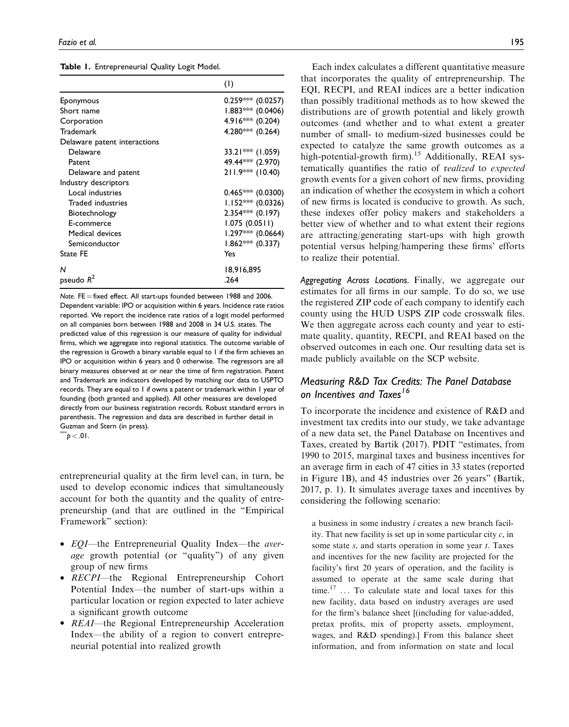**Table 1.** Entrepreneurial Quality Logit Model.

| | (1) |
|---|---|
| Eponymous | 0.259*** (0.0257) |
| Short name | 1.883*** (0.0406) |
| Corporation | 4.916*** (0.204) |
| Trademark | 4.280*** (0.264) |
| Delaware patent interactions | |
| Delaware | 33.21*** (1.059) |
| Patent | 49.44*** (2.970) |
| Delaware and patent | 211.9*** (10.40) |
| Industry descriptors | |
| Local industries | 0.465*** (0.0300) |
| Traded industries | 1.152*** (0.0326) |
| Biotechnology | 2.354*** (0.197) |
| E-commerce | 1.075 (0.0511) |
| Medical devices | 1.297*** (0.0664) |
| Semiconductor | 1.862*** (0.337) |
| State FE | Yes |
| $N$ | 18,916,895 |
| pseudo $R^2$ | .264 |

*Note.* FE = fixed effect. All start-ups founded between 1988 and 2006. Dependent variable: IPO or acquisition within 6 years. Incidence rate ratios reported. We report the incidence rate ratios of a logit model performed on all companies born between 1988 and 2008 in 34 U.S. states. The predicted value of this regression is our measure of quality for individual firms, which we aggregate into regional statistics. The outcome variable of the regression is Growth a binary variable equal to 1 if the firm achieves an IPO or acquisition within 6 years and 0 otherwise. The regressors are all binary measures observed at or near the time of firm registration. Patent and Trademark are indicators developed by matching our data to USPTO records. They are equal to 1 if owns a patent or trademark within 1 year of founding (both granted and applied). All other measures are developed directly from our business registration records. Robust standard errors in parenthesis. The regression and data are described in further detail in Guzman and Stern (in press).
***$p < .01$.

entrepreneurial quality at the firm level can, in turn, be used to develop economic indices that simultaneously account for both the quantity and the quality of entrepreneurship (and that are outlined in the "Empirical Framework" section):

- *EQI*—the Entrepreneurial Quality Index—the *average* growth potential (or "quality") of any given group of new firms
- *RECPI*—the Regional Entrepreneurship Cohort Potential Index—the number of start-ups within a particular location or region expected to later achieve a significant growth outcome
- *REAI*—the Regional Entrepreneurship Acceleration Index—the ability of a region to convert entrepreneurial potential into realized growth

Each index calculates a different quantitative measure that incorporates the quality of entrepreneurship. The EQI, RECPI, and REAI indices are a better indication than possibly traditional methods as to how skewed the distributions are of growth potential and likely growth outcomes (and whether and to what extent a greater number of small- to medium-sized businesses could be expected to catalyze the same growth outcomes as a high-potential-growth firm).[15] Additionally, REAI systematically quantifies the ratio of r*ealized* to *expected* growth events for a given cohort of new firms, providing an indication of whether the ecosystem in which a cohort of new firms is located is conducive to growth. As such, these indexes offer policy makers and stakeholders a better view of whether and to what extent their regions are attracting/generating start-ups with high growth potential versus helping/hampering these firms' efforts to realize their potential.

*Aggregating Across Locations.* Finally, we aggregate our estimates for all firms in our sample. To do so, we use the registered ZIP code of each company to identify each county using the HUD USPS ZIP code crosswalk files. We then aggregate across each county and year to estimate quality, quantity, RECPI, and REAI based on the observed outcomes in each one. Our resulting data set is made publicly available on the SCP website.

## Measuring R&D Tax Credits: The Panel Database on Incentives and Taxes[16]

To incorporate the incidence and existence of R&D and investment tax credits into our study, we take advantage of a new data set, the Panel Database on Incentives and Taxes, created by Bartik (2017). PDIT "estimates, from 1990 to 2015, marginal taxes and business incentives for an average firm in each of 47 cities in 33 states (reported in Figure 1B), and 45 industries over 26 years" (Bartik, 2017, p. 1). It simulates average taxes and incentives by considering the following scenario:

> a business in some industry *i* creates a new branch facility. That new facility is set up in some particular city *c*, in some state *s*, and starts operation in some year *t*. Taxes and incentives for the new facility are projected for the facility's first 20 years of operation, and the facility is assumed to operate at the same scale during that time.[17] ... To calculate state and local taxes for this new facility, data based on industry averages are used for the firm's balance sheet [(including for value-added, pretax profits, mix of property assets, employment, wages, and R&D spending).] From this balance sheet information, and from information on state and local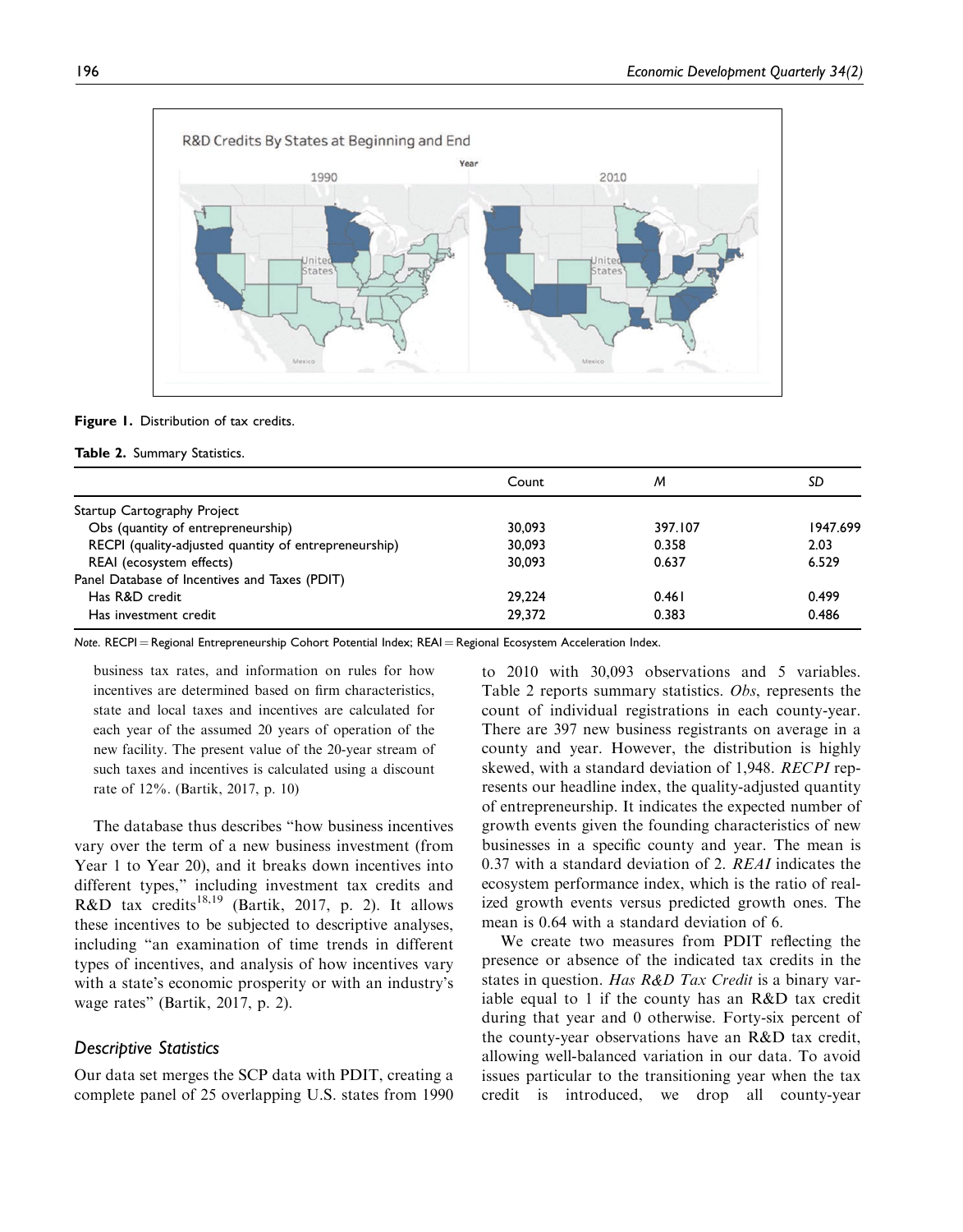Figure 1. Distribution of tax credits.

Table 2. Summary Statistics.

| | Count | *M* | *SD* |
|---|---|---|---|
| Startup Cartography Project | | | |
| Obs (quantity of entrepreneurship) | 30,093 | 397.107 | 1947.699 |
| RECPI (quality-adjusted quantity of entrepreneurship) | 30,093 | 0.358 | 2.03 |
| REAI (ecosystem effects) | 30,093 | 0.637 | 6.529 |
| Panel Database of Incentives and Taxes (PDIT) | | | |
| Has R&D credit | 29,224 | 0.461 | 0.499 |
| Has investment credit | 29,372 | 0.383 | 0.486 |

*Note.* RECPI = Regional Entrepreneurship Cohort Potential Index; REAI = Regional Ecosystem Acceleration Index.

> business tax rates, and information on rules for how incentives are determined based on firm characteristics, state and local taxes and incentives are calculated for each year of the assumed 20 years of operation of the new facility. The present value of the 20-year stream of such taxes and incentives is calculated using a discount rate of 12%. (Bartik, 2017, p. 10)

The database thus describes "how business incentives vary over the term of a new business investment (from Year 1 to Year 20), and it breaks down incentives into different types," including investment tax credits and R&D tax credits[18,19] (Bartik, 2017, p. 2). It allows these incentives to be subjected to descriptive analyses, including "an examination of time trends in different types of incentives, and analysis of how incentives vary with a state's economic prosperity or with an industry's wage rates" (Bartik, 2017, p. 2).

### Descriptive Statistics

Our data set merges the SCP data with PDIT, creating a complete panel of 25 overlapping U.S. states from 1990 to 2010 with 30,093 observations and 5 variables. Table 2 reports summary statistics. *Obs*, represents the count of individual registrations in each county-year. There are 397 new business registrants on average in a county and year. However, the distribution is highly skewed, with a standard deviation of 1,948. *RECPI* represents our headline index, the quality-adjusted quantity of entrepreneurship. It indicates the expected number of growth events given the founding characteristics of new businesses in a specific county and year. The mean is 0.37 with a standard deviation of 2. *REAI* indicates the ecosystem performance index, which is the ratio of realized growth events versus predicted growth ones. The mean is 0.64 with a standard deviation of 6.

We create two measures from PDIT reflecting the presence or absence of the indicated tax credits in the states in question. *Has R&D Tax Credit* is a binary variable equal to 1 if the county has an R&D tax credit during that year and 0 otherwise. Forty-six percent of the county-year observations have an R&D tax credit, allowing well-balanced variation in our data. To avoid issues particular to the transitioning year when the tax credit is introduced, we drop all county-year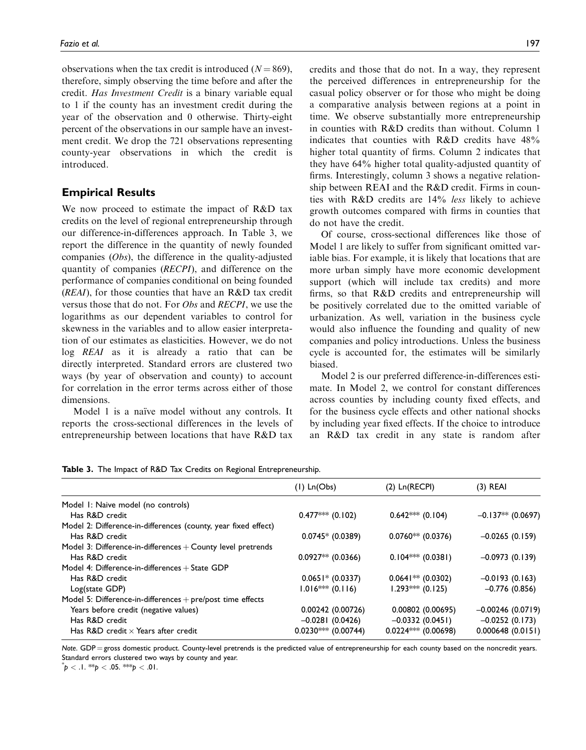observations when the tax credit is introduced ($N = 869$), therefore, simply observing the time before and after the credit. *Has Investment Credit* is a binary variable equal to 1 if the county has an investment credit during the year of the observation and 0 otherwise. Thirty-eight percent of the observations in our sample have an investment credit. We drop the 721 observations representing county-year observations in which the credit is introduced.

## Empirical Results

We now proceed to estimate the impact of R&D tax credits on the level of regional entrepreneurship through our difference-in-differences approach. In Table 3, we report the difference in the quantity of newly founded companies (*Obs*), the difference in the quality-adjusted quantity of companies (*RECPI*), and difference on the performance of companies conditional on being founded (*REAI*), for those counties that have an R&D tax credit versus those that do not. For *Obs* and *RECPI*, we use the logarithms as our dependent variables to control for skewness in the variables and to allow easier interpretation of our estimates as elasticities. However, we do not log *REAI* as it is already a ratio that can be directly interpreted. Standard errors are clustered two ways (by year of observation and county) to account for correlation in the error terms across either of those dimensions.

Model 1 is a naïve model without any controls. It reports the cross-sectional differences in the levels of entrepreneurship between locations that have R&D tax credits and those that do not. In a way, they represent the perceived differences in entrepreneurship for the casual policy observer or for those who might be doing a comparative analysis between regions at a point in time. We observe substantially more entrepreneurship in counties with R&D credits than without. Column 1 indicates that counties with R&D credits have 48% higher total quantity of firms. Column 2 indicates that they have 64% higher total quality-adjusted quantity of firms. Interestingly, column 3 shows a negative relationship between REAI and the R&D credit. Firms in counties with R&D credits are 14% *less* likely to achieve growth outcomes compared with firms in counties that do not have the credit.

Of course, cross-sectional differences like those of Model 1 are likely to suffer from significant omitted variable bias. For example, it is likely that locations that are more urban simply have more economic development support (which will include tax credits) and more firms, so that R&D credits and entrepreneurship will be positively correlated due to the omitted variable of urbanization. As well, variation in the business cycle would also influence the founding and quality of new companies and policy introductions. Unless the business cycle is accounted for, the estimates will be similarly biased.

Model 2 is our preferred difference-in-differences estimate. In Model 2, we control for constant differences across counties by including county fixed effects, and for the business cycle effects and other national shocks by including year fixed effects. If the choice to introduce an R&D tax credit in any state is random after

**Table 3.** The Impact of R&D Tax Credits on Regional Entrepreneurship.

| | (1) Ln(Obs) | (2) Ln(RECPI) | (3) REAI |
|---|---|---|---|
| Model 1: Naive model (no controls) | | | |
| Has R&D credit | 0.477*** (0.102) | 0.642*** (0.104) | −0.137** (0.0697) |
| Model 2: Difference-in-differences (county, year fixed effect) | | | |
| Has R&D credit | 0.0745* (0.0389) | 0.0760** (0.0376) | −0.0265 (0.159) |
| Model 3: Difference-in-differences + County level pretrends | | | |
| Has R&D credit | 0.0927** (0.0366) | 0.104*** (0.0381) | −0.0973 (0.139) |
| Model 4: Difference-in-differences + State GDP | | | |
| Has R&D credit | 0.0651* (0.0337) | 0.0641** (0.0302) | −0.0193 (0.163) |
| Log(state GDP) | 1.016*** (0.116) | 1.293*** (0.125) | −0.776 (0.856) |
| Model 5: Difference-in-differences + pre/post time effects | | | |
| Years before credit (negative values) | 0.00242 (0.00726) | 0.00802 (0.00695) | −0.00246 (0.0719) |
| Has R&D credit | −0.0281 (0.0426) | −0.0332 (0.0451) | −0.0252 (0.173) |
| Has R&D credit × Years after credit | 0.0230*** (0.00744) | 0.0224*** (0.00698) | 0.000648 (0.0151) |

*Note.* GDP = gross domestic product. County-level pretrends is the predicted value of entrepreneurship for each county based on the noncredit years. Standard errors clustered two ways by county and year.

*$p < .1$. **$p < .05$. ***$p < .01$.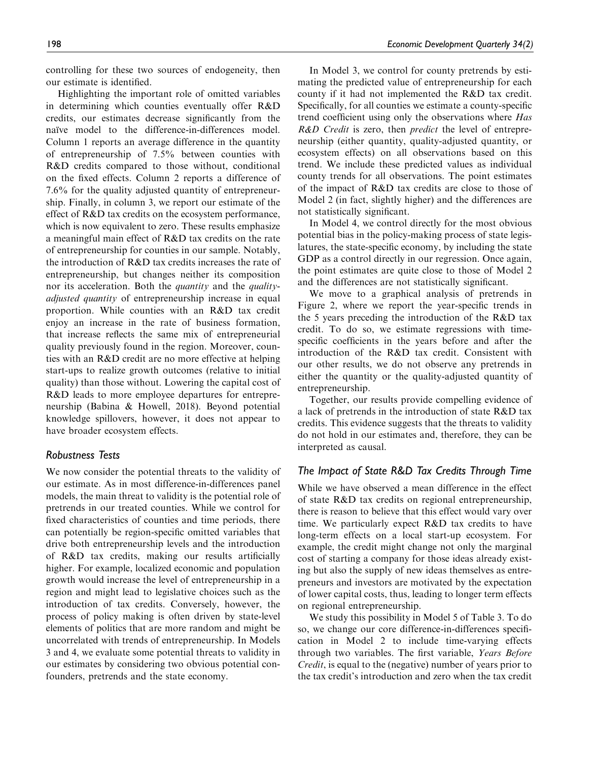controlling for these two sources of endogeneity, then our estimate is identified.

Highlighting the important role of omitted variables in determining which counties eventually offer R&D credits, our estimates decrease significantly from the naïve model to the difference-in-differences model. Column 1 reports an average difference in the quantity of entrepreneurship of 7.5% between counties with R&D credits compared to those without, conditional on the fixed effects. Column 2 reports a difference of 7.6% for the quality adjusted quantity of entrepreneurship. Finally, in column 3, we report our estimate of the effect of R&D tax credits on the ecosystem performance, which is now equivalent to zero. These results emphasize a meaningful main effect of R&D tax credits on the rate of entrepreneurship for counties in our sample. Notably, the introduction of R&D tax credits increases the rate of entrepreneurship, but changes neither its composition nor its acceleration. Both the *quantity* and the *quality-adjusted quantity* of entrepreneurship increase in equal proportion. While counties with an R&D tax credit enjoy an increase in the rate of business formation, that increase reflects the same mix of entrepreneurial quality previously found in the region. Moreover, counties with an R&D credit are no more effective at helping start-ups to realize growth outcomes (relative to initial quality) than those without. Lowering the capital cost of R&D leads to more employee departures for entrepreneurship (Babina & Howell, 2018). Beyond potential knowledge spillovers, however, it does not appear to have broader ecosystem effects.

### Robustness Tests

We now consider the potential threats to the validity of our estimate. As in most difference-in-differences panel models, the main threat to validity is the potential role of pretrends in our treated counties. While we control for fixed characteristics of counties and time periods, there can potentially be region-specific omitted variables that drive both entrepreneurship levels and the introduction of R&D tax credits, making our results artificially higher. For example, localized economic and population growth would increase the level of entrepreneurship in a region and might lead to legislative choices such as the introduction of tax credits. Conversely, however, the process of policy making is often driven by state-level elements of politics that are more random and might be uncorrelated with trends of entrepreneurship. In Models 3 and 4, we evaluate some potential threats to validity in our estimates by considering two obvious potential confounders, pretrends and the state economy.

In Model 3, we control for county pretrends by estimating the predicted value of entrepreneurship for each county if it had not implemented the R&D tax credit. Specifically, for all counties we estimate a county-specific trend coefficient using only the observations where *Has R&D Credit* is zero, then *predict* the level of entrepreneurship (either quantity, quality-adjusted quantity, or ecosystem effects) on all observations based on this trend. We include these predicted values as individual county trends for all observations. The point estimates of the impact of R&D tax credits are close to those of Model 2 (in fact, slightly higher) and the differences are not statistically significant.

In Model 4, we control directly for the most obvious potential bias in the policy-making process of state legislatures, the state-specific economy, by including the state GDP as a control directly in our regression. Once again, the point estimates are quite close to those of Model 2 and the differences are not statistically significant.

We move to a graphical analysis of pretrends in Figure 2, where we report the year-specific trends in the 5 years preceding the introduction of the R&D tax credit. To do so, we estimate regressions with time-specific coefficients in the years before and after the introduction of the R&D tax credit. Consistent with our other results, we do not observe any pretrends in either the quantity or the quality-adjusted quantity of entrepreneurship.

Together, our results provide compelling evidence of a lack of pretrends in the introduction of state R&D tax credits. This evidence suggests that the threats to validity do not hold in our estimates and, therefore, they can be interpreted as causal.

### The Impact of State R&D Tax Credits Through Time

While we have observed a mean difference in the effect of state R&D tax credits on regional entrepreneurship, there is reason to believe that this effect would vary over time. We particularly expect R&D tax credits to have long-term effects on a local start-up ecosystem. For example, the credit might change not only the marginal cost of starting a company for those ideas already existing but also the supply of new ideas themselves as entrepreneurs and investors are motivated by the expectation of lower capital costs, thus, leading to longer term effects on regional entrepreneurship.

We study this possibility in Model 5 of Table 3. To do so, we change our core difference-in-differences specification in Model 2 to include time-varying effects through two variables. The first variable, *Years Before Credit*, is equal to the (negative) number of years prior to the tax credit's introduction and zero when the tax credit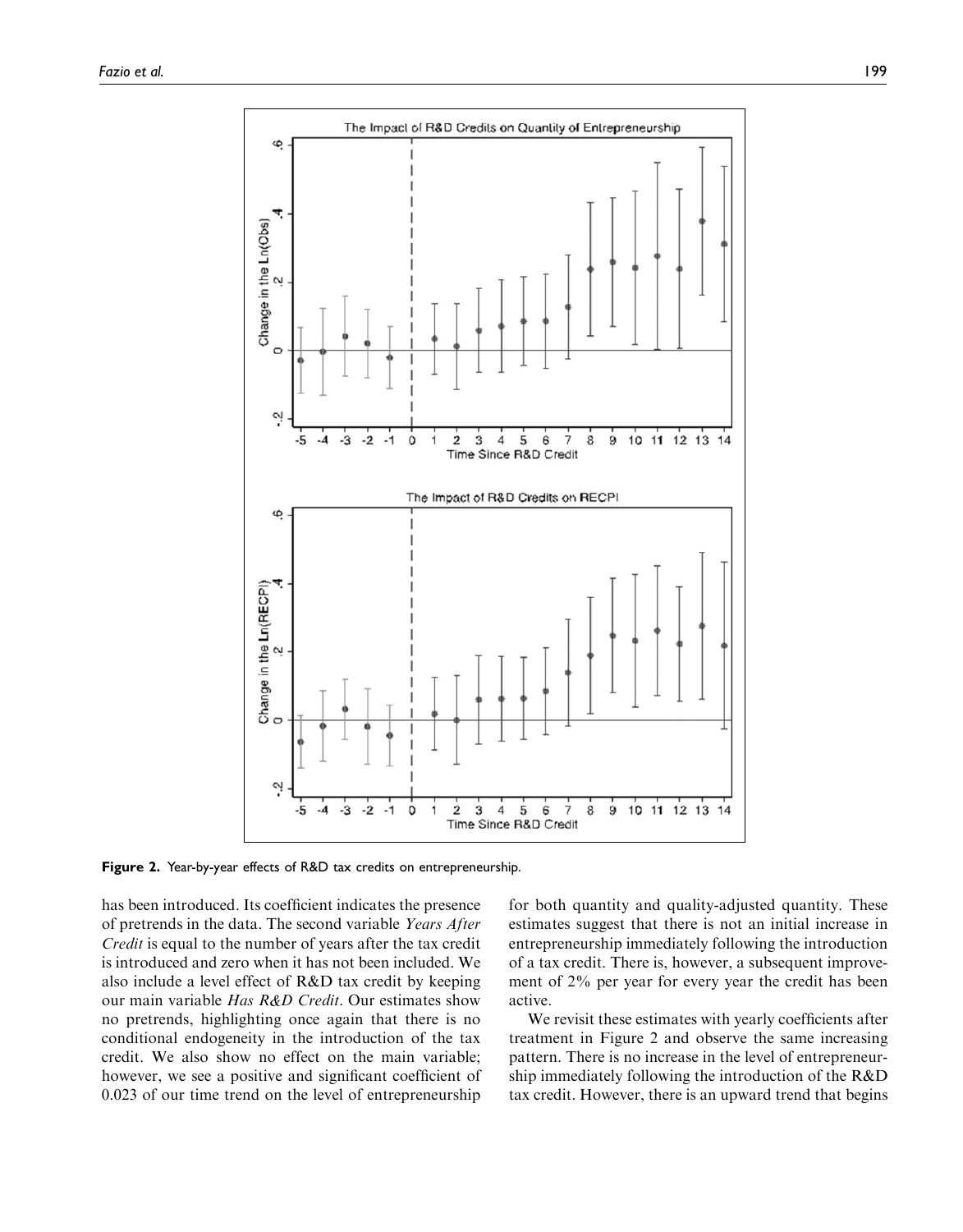Figure 2. Year-by-year effects of R&D tax credits on entrepreneurship.

has been introduced. Its coefficient indicates the presence of pretrends in the data. The second variable *Years After Credit* is equal to the number of years after the tax credit is introduced and zero when it has not been included. We also include a level effect of R&D tax credit by keeping our main variable *Has R&D Credit*. Our estimates show no pretrends, highlighting once again that there is no conditional endogeneity in the introduction of the tax credit. We also show no effect on the main variable; however, we see a positive and significant coefficient of 0.023 of our time trend on the level of entrepreneurship for both quantity and quality-adjusted quantity. These estimates suggest that there is not an initial increase in entrepreneurship immediately following the introduction of a tax credit. There is, however, a subsequent improvement of 2% per year for every year the credit has been active.

We revisit these estimates with yearly coefficients after treatment in Figure 2 and observe the same increasing pattern. There is no increase in the level of entrepreneurship immediately following the introduction of the R&D tax credit. However, there is an upward trend that begins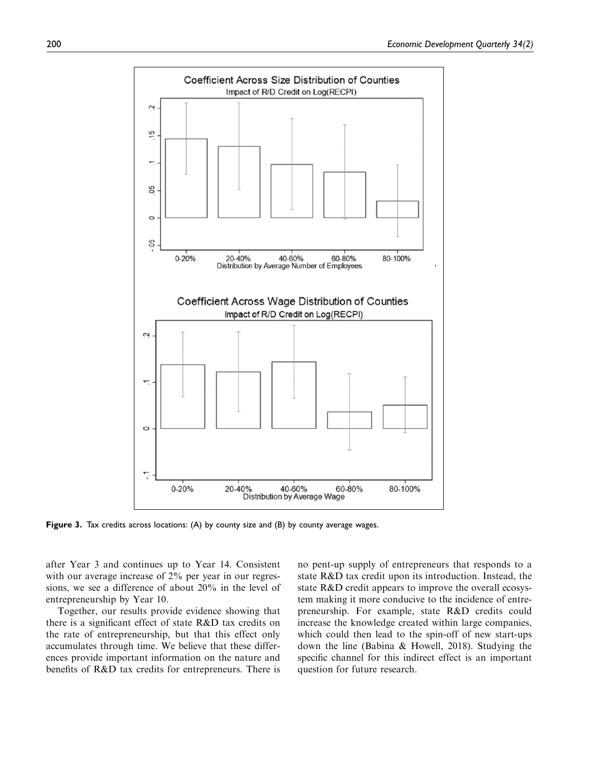Figure 3. Tax credits across locations: (A) by county size and (B) by county average wages.

after Year 3 and continues up to Year 14. Consistent with our average increase of 2% per year in our regressions, we see a difference of about 20% in the level of entrepreneurship by Year 10.

Together, our results provide evidence showing that there is a significant effect of state R&D tax credits on the rate of entrepreneurship, but that this effect only accumulates through time. We believe that these differences provide important information on the nature and benefits of R&D tax credits for entrepreneurs. There is no pent-up supply of entrepreneurs that responds to a state R&D tax credit upon its introduction. Instead, the state R&D credit appears to improve the overall ecosystem making it more conducive to the incidence of entrepreneurship. For example, state R&D credits could increase the knowledge created within large companies, which could then lead to the spin-off of new start-ups down the line (Babina & Howell, 2018). Studying the specific channel for this indirect effect is an important question for future research.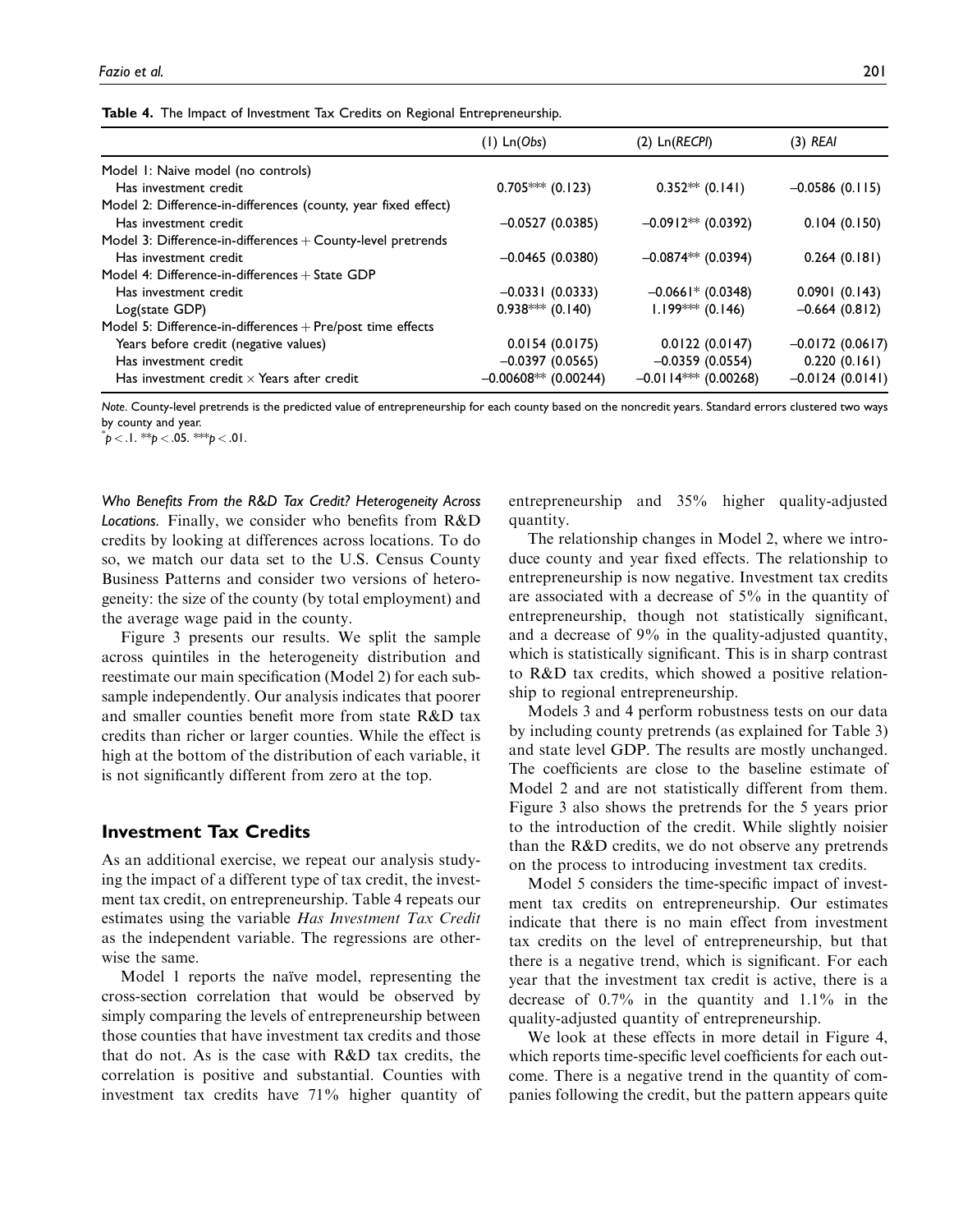**Table 4.** The Impact of Investment Tax Credits on Regional Entrepreneurship.

| | (1) Ln(*Obs*) | (2) Ln(*RECPI*) | (3) *REAI* |
|---|---|---|---|
| Model 1: Naive model (no controls) | | | |
| Has investment credit | 0.705*** (0.123) | 0.352** (0.141) | −0.0586 (0.115) |
| Model 2: Difference-in-differences (county, year fixed effect) | | | |
| Has investment credit | −0.0527 (0.0385) | −0.0912** (0.0392) | 0.104 (0.150) |
| Model 3: Difference-in-differences + County-level pretrends | | | |
| Has investment credit | −0.0465 (0.0380) | −0.0874** (0.0394) | 0.264 (0.181) |
| Model 4: Difference-in-differences + State GDP | | | |
| Has investment credit | −0.0331 (0.0333) | −0.0661* (0.0348) | 0.0901 (0.143) |
| Log(state GDP) | 0.938*** (0.140) | 1.199*** (0.146) | −0.664 (0.812) |
| Model 5: Difference-in-differences + Pre/post time effects | | | |
| Years before credit (negative values) | 0.0154 (0.0175) | 0.0122 (0.0147) | −0.0172 (0.0617) |
| Has investment credit | −0.0397 (0.0565) | −0.0359 (0.0554) | 0.220 (0.161) |
| Has investment credit × Years after credit | −0.00608** (0.00244) | −0.0114*** (0.00268) | −0.0124 (0.0141) |

*Note.* County-level pretends is the predicted value of entrepreneurship for each county based on the noncredit years. Standard errors clustered two ways by county and year.
*$p < .1$. **$p < .05$. ***$p < .01$.

*Who Benefits From the R&D Tax Credit? Heterogeneity Across Locations.* Finally, we consider who benefits from R&D credits by looking at differences across locations. To do so, we match our data set to the U.S. Census County Business Patterns and consider two versions of heterogeneity: the size of the county (by total employment) and the average wage paid in the county.

Figure 3 presents our results. We split the sample across quintiles in the heterogeneity distribution and reestimate our main specification (Model 2) for each subsample independently. Our analysis indicates that poorer and smaller counties benefit more from state R&D tax credits than richer or larger counties. While the effect is high at the bottom of the distribution of each variable, it is not significantly different from zero at the top.

## Investment Tax Credits

As an additional exercise, we repeat our analysis studying the impact of a different type of tax credit, the investment tax credit, on entrepreneurship. Table 4 repeats our estimates using the variable *Has Investment Tax Credit* as the independent variable. The regressions are otherwise the same.

Model 1 reports the naïve model, representing the cross-section correlation that would be observed by simply comparing the levels of entrepreneurship between those counties that have investment tax credits and those that do not. As is the case with R&D tax credits, the correlation is positive and substantial. Counties with investment tax credits have 71% higher quantity of entrepreneurship and 35% higher quality-adjusted quantity.

The relationship changes in Model 2, where we introduce county and year fixed effects. The relationship to entrepreneurship is now negative. Investment tax credits are associated with a decrease of 5% in the quantity of entrepreneurship, though not statistically significant, and a decrease of 9% in the quality-adjusted quantity, which is statistically significant. This is in sharp contrast to R&D tax credits, which showed a positive relationship to regional entrepreneurship.

Models 3 and 4 perform robustness tests on our data by including county pretrends (as explained for Table 3) and state level GDP. The results are mostly unchanged. The coefficients are close to the baseline estimate of Model 2 and are not statistically different from them. Figure 3 also shows the pretrends for the 5 years prior to the introduction of the credit. While slightly noisier than the R&D credits, we do not observe any pretrends on the process to introducing investment tax credits.

Model 5 considers the time-specific impact of investment tax credits on entrepreneurship. Our estimates indicate that there is no main effect from investment tax credits on the level of entrepreneurship, but that there is a negative trend, which is significant. For each year that the investment tax credit is active, there is a decrease of 0.7% in the quantity and 1.1% in the quality-adjusted quantity of entrepreneurship.

We look at these effects in more detail in Figure 4, which reports time-specific level coefficients for each outcome. There is a negative trend in the quantity of companies following the credit, but the pattern appears quite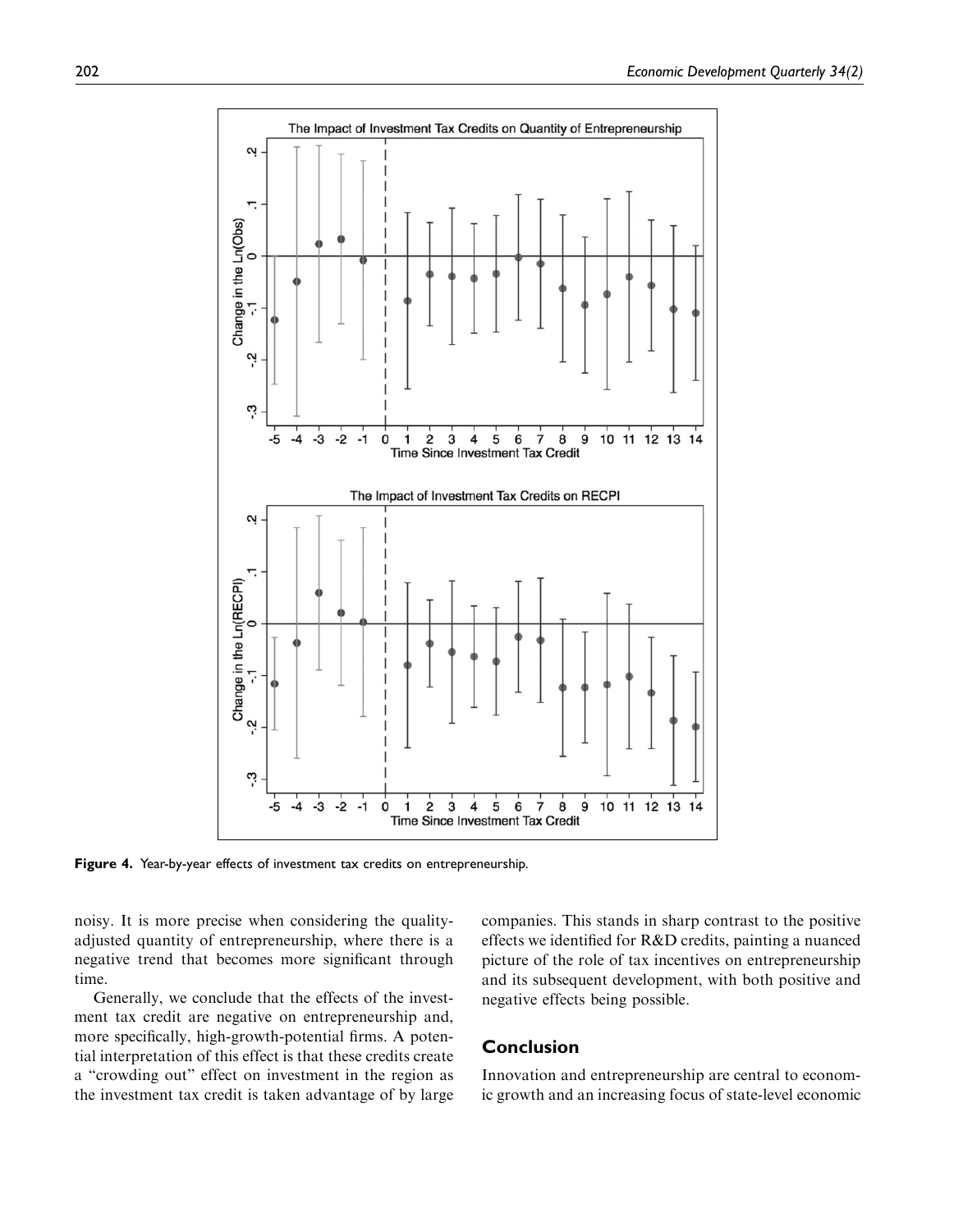Figure 4. Year-by-year effects of investment tax credits on entrepreneurship.

noisy. It is more precise when considering the quality-adjusted quantity of entrepreneurship, where there is a negative trend that becomes more significant through time.

Generally, we conclude that the effects of the investment tax credit are negative on entrepreneurship and, more specifically, high-growth-potential firms. A potential interpretation of this effect is that these credits create a "crowding out" effect on investment in the region as the investment tax credit is taken advantage of by large companies. This stands in sharp contrast to the positive effects we identified for R&D credits, painting a nuanced picture of the role of tax incentives on entrepreneurship and its subsequent development, with both positive and negative effects being possible.

## Conclusion

Innovation and entrepreneurship are central to economic growth and an increasing focus of state-level economic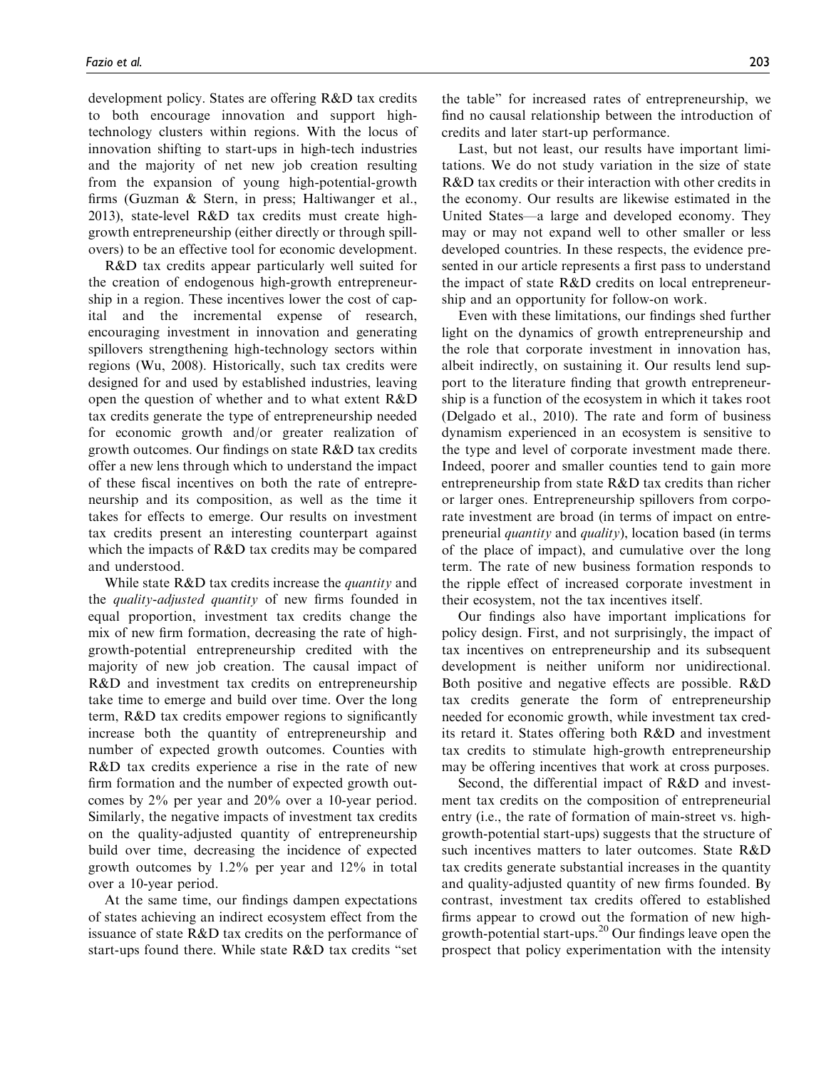development policy. States are offering R&D tax credits to both encourage innovation and support high-technology clusters within regions. With the locus of innovation shifting to start-ups in high-tech industries and the majority of net new job creation resulting from the expansion of young high-potential-growth firms (Guzman & Stern, in press; Haltiwanger et al., 2013), state-level R&D tax credits must create high-growth entrepreneurship (either directly or through spillovers) to be an effective tool for economic development.

R&D tax credits appear particularly well suited for the creation of endogenous high-growth entrepreneurship in a region. These incentives lower the cost of capital and the incremental expense of research, encouraging investment in innovation and generating spillovers strengthening high-technology sectors within regions (Wu, 2008). Historically, such tax credits were designed for and used by established industries, leaving open the question of whether and to what extent R&D tax credits generate the type of entrepreneurship needed for economic growth and/or greater realization of growth outcomes. Our findings on state R&D tax credits offer a new lens through which to understand the impact of these fiscal incentives on both the rate of entrepreneurship and its composition, as well as the time it takes for effects to emerge. Our results on investment tax credits present an interesting counterpart against which the impacts of R&D tax credits may be compared and understood.

While state R&D tax credits increase the *quantity* and the *quality-adjusted quantity* of new firms founded in equal proportion, investment tax credits change the mix of new firm formation, decreasing the rate of high-growth-potential entrepreneurship credited with the majority of new job creation. The causal impact of R&D and investment tax credits on entrepreneurship take time to emerge and build over time. Over the long term, R&D tax credits empower regions to significantly increase both the quantity of entrepreneurship and number of expected growth outcomes. Counties with R&D tax credits experience a rise in the rate of new firm formation and the number of expected growth outcomes by 2% per year and 20% over a 10-year period. Similarly, the negative impacts of investment tax credits on the quality-adjusted quantity of entrepreneurship build over time, decreasing the incidence of expected growth outcomes by 1.2% per year and 12% in total over a 10-year period.

At the same time, our findings dampen expectations of states achieving an indirect ecosystem effect from the issuance of state R&D tax credits on the performance of start-ups found there. While state R&D tax credits "set the table" for increased rates of entrepreneurship, we find no causal relationship between the introduction of credits and later start-up performance.

Last, but not least, our results have important limitations. We do not study variation in the size of state R&D tax credits or their interaction with other credits in the economy. Our results are likewise estimated in the United States—a large and developed economy. They may or may not expand well to other smaller or less developed countries. In these respects, the evidence presented in our article represents a first pass to understand the impact of state R&D credits on local entrepreneurship and an opportunity for follow-on work.

Even with these limitations, our findings shed further light on the dynamics of growth entrepreneurship and the role that corporate investment in innovation has, albeit indirectly, on sustaining it. Our results lend support to the literature finding that growth entrepreneurship is a function of the ecosystem in which it takes root (Delgado et al., 2010). The rate and form of business dynamism experienced in an ecosystem is sensitive to the type and level of corporate investment made there. Indeed, poorer and smaller counties tend to gain more entrepreneurship from state R&D tax credits than richer or larger ones. Entrepreneurship spillovers from corporate investment are broad (in terms of impact on entrepreneurial *quantity* and *quality*), location based (in terms of the place of impact), and cumulative over the long term. The rate of new business formation responds to the ripple effect of increased corporate investment in their ecosystem, not the tax incentives itself.

Our findings also have important implications for policy design. First, and not surprisingly, the impact of tax incentives on entrepreneurship and its subsequent development is neither uniform nor unidirectional. Both positive and negative effects are possible. R&D tax credits generate the form of entrepreneurship needed for economic growth, while investment tax credits retard it. States offering both R&D and investment tax credits to stimulate high-growth entrepreneurship may be offering incentives that work at cross purposes.

Second, the differential impact of R&D and investment tax credits on the composition of entrepreneurial entry (i.e., the rate of formation of main-street vs. high-growth-potential start-ups) suggests that the structure of such incentives matters to later outcomes. State R&D tax credits generate substantial increases in the quantity and quality-adjusted quantity of new firms founded. By contrast, investment tax credits offered to established firms appear to crowd out the formation of new high-growth-potential start-ups.[20] Our findings leave open the prospect that policy experimentation with the intensity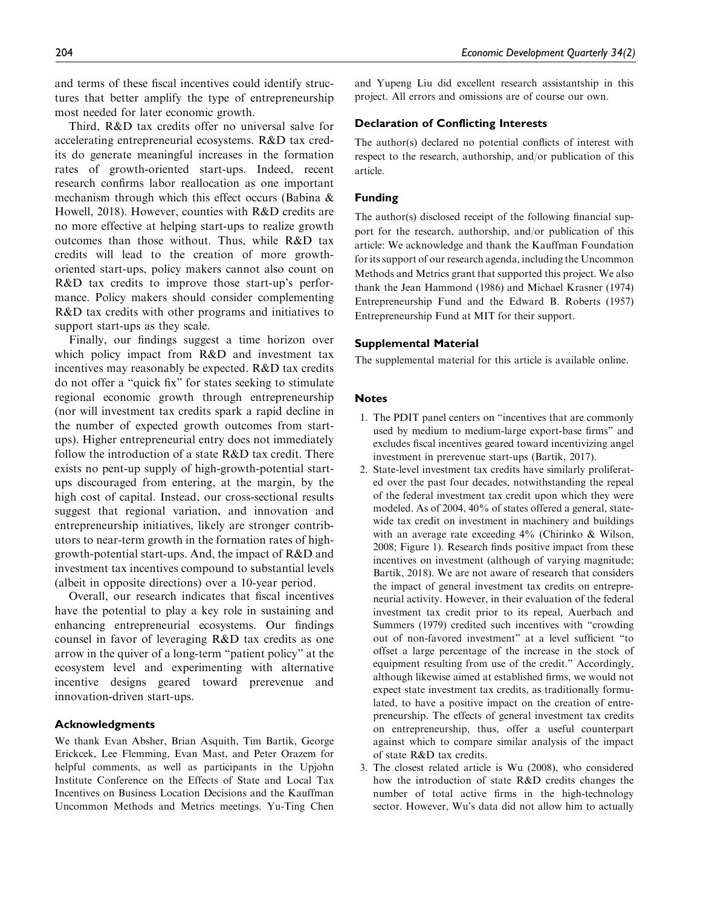and terms of these fiscal incentives could identify structures that better amplify the type of entrepreneurship most needed for later economic growth.

Third, R&D tax credits offer no universal salve for accelerating entrepreneurial ecosystems. R&D tax credits do generate meaningful increases in the formation rates of growth-oriented start-ups. Indeed, recent research confirms labor reallocation as one important mechanism through which this effect occurs (Babina & Howell, 2018). However, counties with R&D credits are no more effective at helping start-ups to realize growth outcomes than those without. Thus, while R&D tax credits will lead to the creation of more growth-oriented start-ups, policy makers cannot also count on R&D tax credits to improve those start-up's performance. Policy makers should consider complementing R&D tax credits with other programs and initiatives to support start-ups as they scale.

Finally, our findings suggest a time horizon over which policy impact from R&D and investment tax incentives may reasonably be expected. R&D tax credits do not offer a "quick fix" for states seeking to stimulate regional economic growth through entrepreneurship (nor will investment tax credits spark a rapid decline in the number of expected growth outcomes from start-ups). Higher entrepreneurial entry does not immediately follow the introduction of a state R&D tax credit. There exists no pent-up supply of high-growth-potential start-ups discouraged from entering, at the margin, by the high cost of capital. Instead, our cross-sectional results suggest that regional variation, and innovation and entrepreneurship initiatives, likely are stronger contributors to near-term growth in the formation rates of high-growth-potential start-ups. And, the impact of R&D and investment tax incentives compound to substantial levels (albeit in opposite directions) over a 10-year period.

Overall, our research indicates that fiscal incentives have the potential to play a key role in sustaining and enhancing entrepreneurial ecosystems. Our findings counsel in favor of leveraging R&D tax credits as one arrow in the quiver of a long-term "patient policy" at the ecosystem level and experimenting with alternative incentive designs geared toward prerevenue and innovation-driven start-ups.

## Acknowledgments

We thank Evan Absher, Brian Asquith, Tim Bartik, George Erickcek, Lee Flemming, Evan Mast, and Peter Orazem for helpful comments, as well as participants in the Upjohn Institute Conference on the Effects of State and Local Tax Incentives on Business Location Decisions and the Kauffman Uncommon Methods and Metrics meetings. Yu-Ting Chen and Yupeng Liu did excellent research assistantship in this project. All errors and omissions are of course our own.

## Declaration of Conflicting Interests

The author(s) declared no potential conflicts of interest with respect to the research, authorship, and/or publication of this article.

## Funding

The author(s) disclosed receipt of the following financial support for the research, authorship, and/or publication of this article: We acknowledge and thank the Kauffman Foundation for its support of our research agenda, including the Uncommon Methods and Metrics grant that supported this project. We also thank the Jean Hammond (1986) and Michael Krasner (1974) Entrepreneurship Fund and the Edward B. Roberts (1957) Entrepreneurship Fund at MIT for their support.

## Supplemental Material

The supplemental material for this article is available online.

## Notes

1. The PDIT panel centers on "incentives that are commonly used by medium to medium-large export-base firms" and excludes fiscal incentives geared toward incentivizing angel investment in prerevenue start-ups (Bartik, 2017).
2. State-level investment tax credits have similarly proliferated over the past four decades, notwithstanding the repeal of the federal investment tax credit upon which they were modeled. As of 2004, 40% of states offered a general, statewide tax credit on investment in machinery and buildings with an average rate exceeding 4% (Chirinko & Wilson, 2008; Figure 1). Research finds positive impact from these incentives on investment (although of varying magnitude; Bartik, 2018). We are not aware of research that considers the impact of general investment tax credits on entrepreneurial activity. However, in their evaluation of the federal investment tax credit prior to its repeal, Auerbach and Summers (1979) credited such incentives with "crowding out of non-favored investment" at a level sufficient "to offset a large percentage of the increase in the stock of equipment resulting from use of the credit." Accordingly, although likewise aimed at established firms, we would not expect state investment tax credits, as traditionally formulated, to have a positive impact on the creation of entrepreneurship. The effects of general investment tax credits on entrepreneurship, thus, offer a useful counterpart against which to compare similar analysis of the impact of state R&D tax credits.
3. The closest related article is Wu (2008), who considered how the introduction of state R&D credits changes the number of total active firms in the high-technology sector. However, Wu's data did not allow him to actually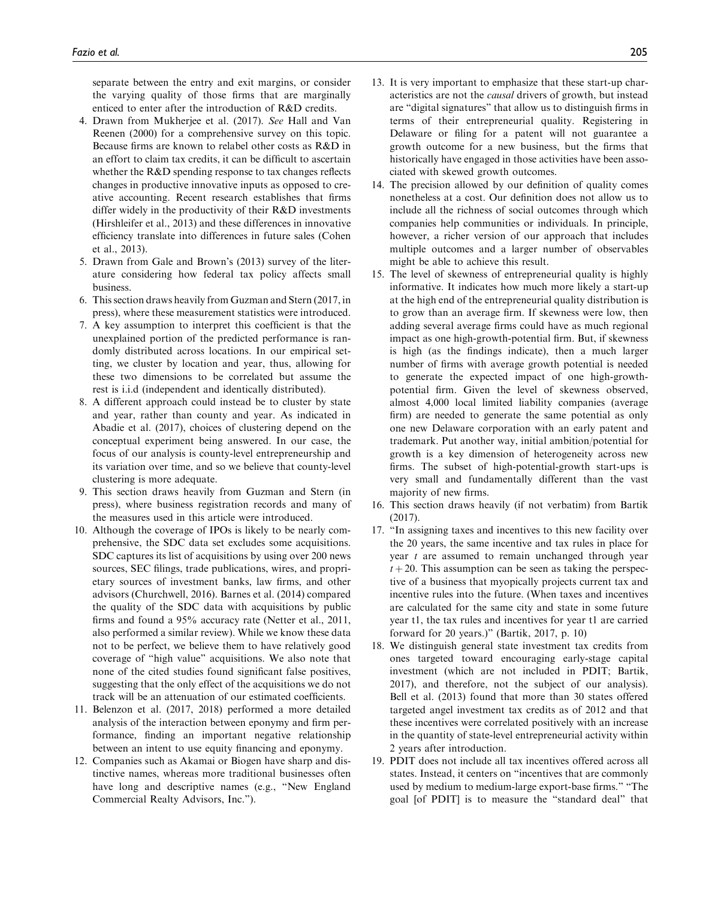separate between the entry and exit margins, or consider the varying quality of those firms that are marginally enticed to enter after the introduction of R&D credits.

4. Drawn from Mukherjee et al. (2017). *See* Hall and Van Reenen (2000) for a comprehensive survey on this topic. Because firms are known to relabel other costs as R&D in an effort to claim tax credits, it can be difficult to ascertain whether the R&D spending response to tax changes reflects changes in productive innovative inputs as opposed to creative accounting. Recent research establishes that firms differ widely in the productivity of their R&D investments (Hirshleifer et al., 2013) and these differences in innovative efficiency translate into differences in future sales (Cohen et al., 2013).
5. Drawn from Gale and Brown's (2013) survey of the literature considering how federal tax policy affects small business.
6. This section draws heavily from Guzman and Stern (2017, in press), where these measurement statistics were introduced.
7. A key assumption to interpret this coefficient is that the unexplained portion of the predicted performance is randomly distributed across locations. In our empirical setting, we cluster by location and year, thus, allowing for these two dimensions to be correlated but assume the rest is i.i.d (independent and identically distributed).
8. A different approach could instead be to cluster by state and year, rather than county and year. As indicated in Abadie et al. (2017), choices of clustering depend on the conceptual experiment being answered. In our case, the focus of our analysis is county-level entrepreneurship and its variation over time, and so we believe that county-level clustering is more adequate.
9. This section draws heavily from Guzman and Stern (in press), where business registration records and many of the measures used in this article were introduced.
10. Although the coverage of IPOs is likely to be nearly comprehensive, the SDC data set excludes some acquisitions. SDC captures its list of acquisitions by using over 200 news sources, SEC filings, trade publications, wires, and proprietary sources of investment banks, law firms, and other advisors (Churchwell, 2016). Barnes et al. (2014) compared the quality of the SDC data with acquisitions by public firms and found a 95% accuracy rate (Netter et al., 2011, also performed a similar review). While we know these data not to be perfect, we believe them to have relatively good coverage of "high value" acquisitions. We also note that none of the cited studies found significant false positives, suggesting that the only effect of the acquisitions we do not track will be an attenuation of our estimated coefficients.
11. Belenzon et al. (2017, 2018) performed a more detailed analysis of the interaction between eponymy and firm performance, finding an important negative relationship between an intent to use equity financing and eponymy.
12. Companies such as Akamai or Biogen have sharp and distinctive names, whereas more traditional businesses often have long and descriptive names (e.g., "New England Commercial Realty Advisors, Inc.").
13. It is very important to emphasize that these start-up characteristics are not the *causal* drivers of growth, but instead are "digital signatures" that allow us to distinguish firms in terms of their entrepreneurial quality. Registering in Delaware or filing for a patent will not guarantee a growth outcome for a new business, but the firms that historically have engaged in those activities have been associated with skewed growth outcomes.
14. The precision allowed by our definition of quality comes nonetheless at a cost. Our definition does not allow us to include all the richness of social outcomes through which companies help communities or individuals. In principle, however, a richer version of our approach that includes multiple outcomes and a larger number of observables might be able to achieve this result.
15. The level of skewness of entrepreneurial quality is highly informative. It indicates how much more likely a start-up at the high end of the entrepreneurial quality distribution is to grow than an average firm. If skewness were low, then adding several average firms could have as much regional impact as one high-growth-potential firm. But, if skewness is high (as the findings indicate), then a much larger number of firms with average growth potential is needed to generate the expected impact of one high-growth-potential firm. Given the level of skewness observed, almost 4,000 local limited liability companies (average firm) are needed to generate the same potential as only one new Delaware corporation with an early patent and trademark. Put another way, initial ambition/potential for growth is a key dimension of heterogeneity across new firms. The subset of high-potential-growth start-ups is very small and fundamentally different than the vast majority of new firms.
16. This section draws heavily (if not verbatim) from Bartik (2017).
17. "In assigning taxes and incentives to this new facility over the 20 years, the same incentive and tax rules in place for year $t$ are assumed to remain unchanged through year $t+20$. This assumption can be seen as taking the perspective of a business that myopically projects current tax and incentive rules into the future. (When taxes and incentives are calculated for the same city and state in some future year t1, the tax rules and incentives for year t1 are carried forward for 20 years.)" (Bartik, 2017, p. 10)
18. We distinguish general state investment tax credits from ones targeted toward encouraging early-stage capital investment (which are not included in PDIT; Bartik, 2017), and therefore, not the subject of our analysis). Bell et al. (2013) found that more than 30 states offered targeted angel investment tax credits as of 2012 and that these incentives were correlated positively with an increase in the quantity of state-level entrepreneurial activity within 2 years after introduction.
19. PDIT does not include all tax incentives offered across all states. Instead, it centers on "incentives that are commonly used by medium to medium-large export-base firms." "The goal [of PDIT] is to measure the "standard deal" that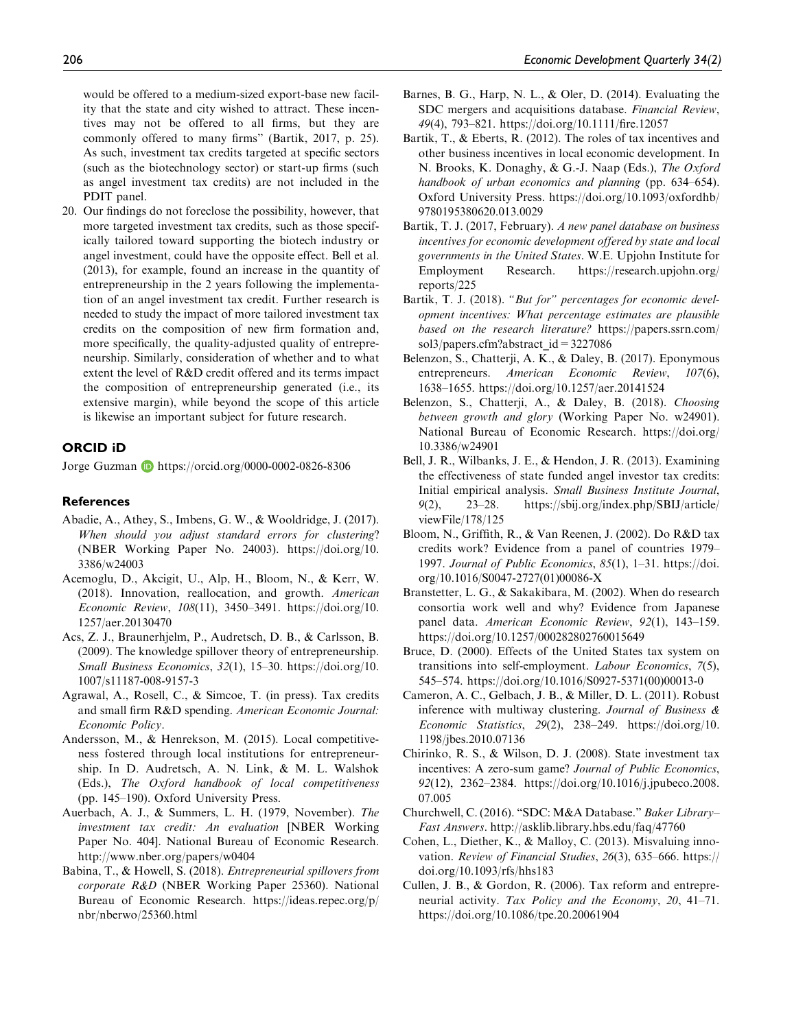would be offered to a medium-sized export-base new facility that the state and city wished to attract. These incentives may not be offered to all firms, but they are commonly offered to many firms" (Bartik, 2017, p. 25). As such, investment tax credits targeted at specific sectors (such as the biotechnology sector) or start-up firms (such as angel investment tax credits) are not included in the PDIT panel.

20. Our findings do not foreclose the possibility, however, that more targeted investment tax credits, such as those specifically tailored toward supporting the biotech industry or angel investment, could have the opposite effect. Bell et al. (2013), for example, found an increase in the quantity of entrepreneurship in the 2 years following the implementation of an angel investment tax credit. Further research is needed to study the impact of more tailored investment tax credits on the composition of new firm formation and, more specifically, the quality-adjusted quality of entrepreneurship. Similarly, consideration of whether and to what extent the level of R&D credit offered and its terms impact the composition of entrepreneurship generated (i.e., its extensive margin), while beyond the scope of this article is likewise an important subject for future research.

## ORCID iD

Jorge Guzman https://orcid.org/0000-0002-0826-8306

## References

Abadie, A., Athey, S., Imbens, G. W., & Wooldridge, J. (2017). *When should you adjust standard errors for clustering*? (NBER Working Paper No. 24003). https://doi.org/10.3386/w24003

Acemoglu, D., Akcigit, U., Alp, H., Bloom, N., & Kerr, W. (2018). Innovation, reallocation, and growth. *American Economic Review*, *108*(11), 3450–3491. https://doi.org/10.1257/aer.20130470

Acs, Z. J., Braunerhjelm, P., Audretsch, D. B., & Carlsson, B. (2009). The knowledge spillover theory of entrepreneurship. *Small Business Economics*, *32*(1), 15–30. https://doi.org/10.1007/s11187-008-9157-3

Agrawal, A., Rosell, C., & Simcoe, T. (in press). Tax credits and small firm R&D spending. *American Economic Journal: Economic Policy*.

Andersson, M., & Henrekson, M. (2015). Local competitiveness fostered through local institutions for entrepreneurship. In D. Audretsch, A. N. Link, & M. L. Walshok (Eds.), *The Oxford handbook of local competitiveness* (pp. 145–190). Oxford University Press.

Auerbach, A. J., & Summers, L. H. (1979, November). *The investment tax credit: An evaluation* [NBER Working Paper No. 404]. National Bureau of Economic Research. http://www.nber.org/papers/w0404

Babina, T., & Howell, S. (2018). *Entrepreneurial spillovers from corporate R&D* (NBER Working Paper 25360). National Bureau of Economic Research. https://ideas.repec.org/p/nbr/nberwo/25360.html

Barnes, B. G., Harp, N. L., & Oler, D. (2014). Evaluating the SDC mergers and acquisitions database. *Financial Review*, *49*(4), 793–821. https://doi.org/10.1111/fire.12057

Bartik, T., & Eberts, R. (2012). The roles of tax incentives and other business incentives in local economic development. In N. Brooks, K. Donaghy, & G.-J. Naap (Eds.), *The Oxford handbook of urban economics and planning* (pp. 634–654). Oxford University Press. https://doi.org/10.1093/oxfordhb/9780195380620.013.0029

Bartik, T. J. (2017, February). *A new panel database on business incentives for economic development offered by state and local governments in the United States*. W.E. Upjohn Institute for Employment Research. https://research.upjohn.org/reports/225

Bartik, T. J. (2018). *"But for" percentages for economic development incentives: What percentage estimates are plausible based on the research literature?* https://papers.ssrn.com/sol3/papers.cfm?abstract_id=3227086

Belenzon, S., Chatterji, A. K., & Daley, B. (2017). Eponymous entrepreneurs. *American Economic Review*, *107*(6), 1638–1655. https://doi.org/10.1257/aer.20141524

Belenzon, S., Chatterji, A., & Daley, B. (2018). *Choosing between growth and glory* (Working Paper No. w24901). National Bureau of Economic Research. https://doi.org/10.3386/w24901

Bell, J. R., Wilbanks, J. E., & Hendon, J. R. (2013). Examining the effectiveness of state funded angel investor tax credits: Initial empirical analysis. *Small Business Institute Journal*, *9*(2), 23–28. https://sbij.org/index.php/SBIJ/article/viewFile/178/125

Bloom, N., Griffith, R., & Van Reenen, J. (2002). Do R&D tax credits work? Evidence from a panel of countries 1979–1997. *Journal of Public Economics*, *85*(1), 1–31. https://doi.org/10.1016/S0047-2727(01)00086-X

Branstetter, L. G., & Sakakibara, M. (2002). When do research consortia work well and why? Evidence from Japanese panel data. *American Economic Review*, *92*(1), 143–159. https://doi.org/10.1257/000282802760015649

Bruce, D. (2000). Effects of the United States tax system on transitions into self-employment. *Labour Economics*, *7*(5), 545–574. https://doi.org/10.1016/S0927-5371(00)00013-0

Cameron, A. C., Gelbach, J. B., & Miller, D. L. (2011). Robust inference with multiway clustering. *Journal of Business & Economic Statistics*, *29*(2), 238–249. https://doi.org/10.1198/jbes.2010.07136

Chirinko, R. S., & Wilson, D. J. (2008). State investment tax incentives: A zero-sum game? *Journal of Public Economics*, *92*(12), 2362–2384. https://doi.org/10.1016/j.jpubeco.2008.07.005

Churchwell, C. (2016). "SDC: M&A Database." *Baker Library–Fast Answers*. http://asklib.library.hbs.edu/faq/47760

Cohen, L., Diether, K., & Malloy, C. (2013). Misvaluing innovation. *Review of Financial Studies*, *26*(3), 635–666. https://doi.org/10.1093/rfs/hhs183

Cullen, J. B., & Gordon, R. (2006). Tax reform and entrepreneurial activity. *Tax Policy and the Economy*, *20*, 41–71. https://doi.org/10.1086/tpe.20.20061904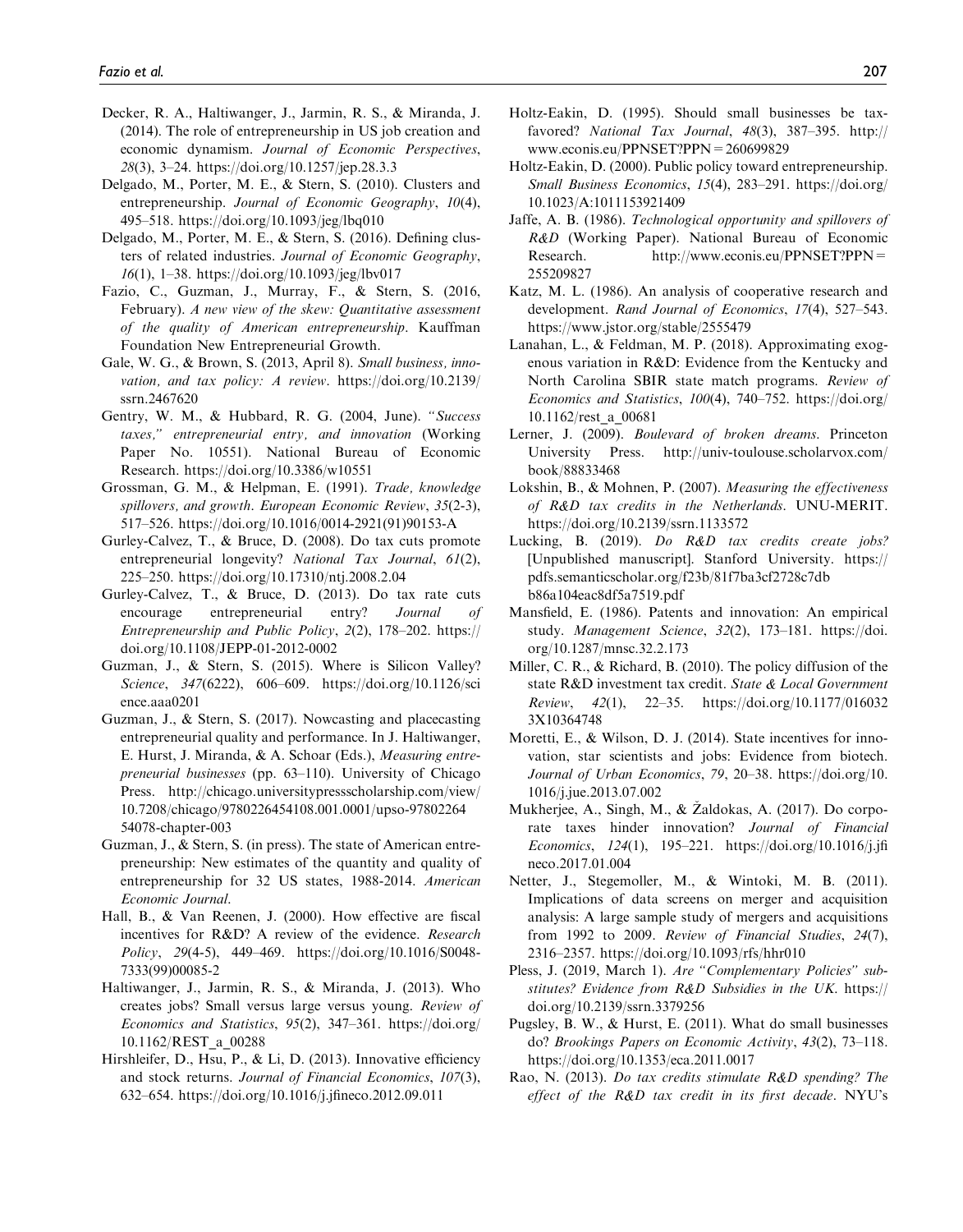Decker, R. A., Haltiwanger, J., Jarmin, R. S., & Miranda, J. (2014). The role of entrepreneurship in US job creation and economic dynamism. *Journal of Economic Perspectives*, *28*(3), 3–24. https://doi.org/10.1257/jep.28.3.3

Delgado, M., Porter, M. E., & Stern, S. (2010). Clusters and entrepreneurship. *Journal of Economic Geography*, *10*(4), 495–518. https://doi.org/10.1093/jeg/lbq010

Delgado, M., Porter, M. E., & Stern, S. (2016). Defining clusters of related industries. *Journal of Economic Geography*, *16*(1), 1–38. https://doi.org/10.1093/jeg/lbv017

Fazio, C., Guzman, J., Murray, F., & Stern, S. (2016, February). *A new view of the skew: Quantitative assessment of the quality of American entrepreneurship*. Kauffman Foundation New Entrepreneurial Growth.

Gale, W. G., & Brown, S. (2013, April 8). *Small business, innovation, and tax policy: A review*. https://doi.org/10.2139/ssrn.2467620

Gentry, W. M., & Hubbard, R. G. (2004, June). *"Success taxes," entrepreneurial entry, and innovation* (Working Paper No. 10551). National Bureau of Economic Research. https://doi.org/10.3386/w10551

Grossman, G. M., & Helpman, E. (1991). *Trade, knowledge spillovers, and growth*. *European Economic Review*, *35*(2-3), 517–526. https://doi.org/10.1016/0014-2921(91)90153-A

Gurley-Calvez, T., & Bruce, D. (2008). Do tax cuts promote entrepreneurial longevity? *National Tax Journal*, *61*(2), 225–250. https://doi.org/10.17310/ntj.2008.2.04

Gurley-Calvez, T., & Bruce, D. (2013). Do tax rate cuts encourage entrepreneurial entry? *Journal of Entrepreneurship and Public Policy*, *2*(2), 178–202. https://doi.org/10.1108/JEPP-01-2012-0002

Guzman, J., & Stern, S. (2015). Where is Silicon Valley? *Science*, *347*(6222), 606–609. https://doi.org/10.1126/science.aaa0201

Guzman, J., & Stern, S. (2017). Nowcasting and placecasting entrepreneurial quality and performance. In J. Haltiwanger, E. Hurst, J. Miranda, & A. Schoar (Eds.), *Measuring entrepreneurial businesses* (pp. 63–110). University of Chicago Press. http://chicago.universitypressscholarship.com/view/10.7208/chicago/9780226454108.001.0001/upso-9780226454078-chapter-003

Guzman, J., & Stern, S. (in press). The state of American entrepreneurship: New estimates of the quantity and quality of entrepreneurship for 32 US states, 1988-2014. *American Economic Journal*.

Hall, B., & Van Reenen, J. (2000). How effective are fiscal incentives for R&D? A review of the evidence. *Research Policy*, *29*(4-5), 449–469. https://doi.org/10.1016/S0048-7333(99)00085-2

Haltiwanger, J., Jarmin, R. S., & Miranda, J. (2013). Who creates jobs? Small versus large versus young. *Review of Economics and Statistics*, *95*(2), 347–361. https://doi.org/10.1162/REST_a_00288

Hirshleifer, D., Hsu, P., & Li, D. (2013). Innovative efficiency and stock returns. *Journal of Financial Economics*, *107*(3), 632–654. https://doi.org/10.1016/j.jfineco.2012.09.011

Holtz-Eakin, D. (1995). Should small businesses be tax-favored? *National Tax Journal*, *48*(3), 387–395. http://www.econis.eu/PPNSET?PPN=260699829

Holtz-Eakin, D. (2000). Public policy toward entrepreneurship. *Small Business Economics*, *15*(4), 283–291. https://doi.org/10.1023/A:1011153921409

Jaffe, A. B. (1986). *Technological opportunity and spillovers of R&D* (Working Paper). National Bureau of Economic Research. http://www.econis.eu/PPNSET?PPN=255209827

Katz, M. L. (1986). An analysis of cooperative research and development. *Rand Journal of Economics*, *17*(4), 527–543. https://www.jstor.org/stable/2555479

Lanahan, L., & Feldman, M. P. (2018). Approximating exogenous variation in R&D: Evidence from the Kentucky and North Carolina SBIR state match programs. *Review of Economics and Statistics*, *100*(4), 740–752. https://doi.org/10.1162/rest_a_00681

Lerner, J. (2009). *Boulevard of broken dreams*. Princeton University Press. http://univ-toulouse.scholarvox.com/book/88833468

Lokshin, B., & Mohnen, P. (2007). *Measuring the effectiveness of R&D tax credits in the Netherlands*. UNU-MERIT. https://doi.org/10.2139/ssrn.1133572

Lucking, B. (2019). *Do R&D tax credits create jobs?* [Unpublished manuscript]. Stanford University. https://pdfs.semanticscholar.org/f23b/81f7ba3cf2728c7db b86a104eac8df5a7519.pdf

Mansfield, E. (1986). Patents and innovation: An empirical study. *Management Science*, *32*(2), 173–181. https://doi.org/10.1287/mnsc.32.2.173

Miller, C. R., & Richard, B. (2010). The policy diffusion of the state R&D investment tax credit. *State & Local Government Review*, *42*(1), 22–35. https://doi.org/10.1177/0160323X10364748

Moretti, E., & Wilson, D. J. (2014). State incentives for innovation, star scientists and jobs: Evidence from biotech. *Journal of Urban Economics*, *79*, 20–38. https://doi.org/10.1016/j.jue.2013.07.002

Mukherjee, A., Singh, M., & Žaldokas, A. (2017). Do corporate taxes hinder innovation? *Journal of Financial Economics*, *124*(1), 195–221. https://doi.org/10.1016/j.jfineco.2017.01.004

Netter, J., Stegemoller, M., & Wintoki, M. B. (2011). Implications of data screens on merger and acquisition analysis: A large sample study of mergers and acquisitions from 1992 to 2009. *Review of Financial Studies*, *24*(7), 2316–2357. https://doi.org/10.1093/rfs/hhr010

Pless, J. (2019, March 1). *Are "Complementary Policies" substitutes? Evidence from R&D Subsidies in the UK*. https://doi.org/10.2139/ssrn.3379256

Pugsley, B. W., & Hurst, E. (2011). What do small businesses do? *Brookings Papers on Economic Activity*, *43*(2), 73–118. https://doi.org/10.1353/eca.2011.0017

Rao, N. (2013). *Do tax credits stimulate R&D spending? The effect of the R&D tax credit in its first decade*. NYU's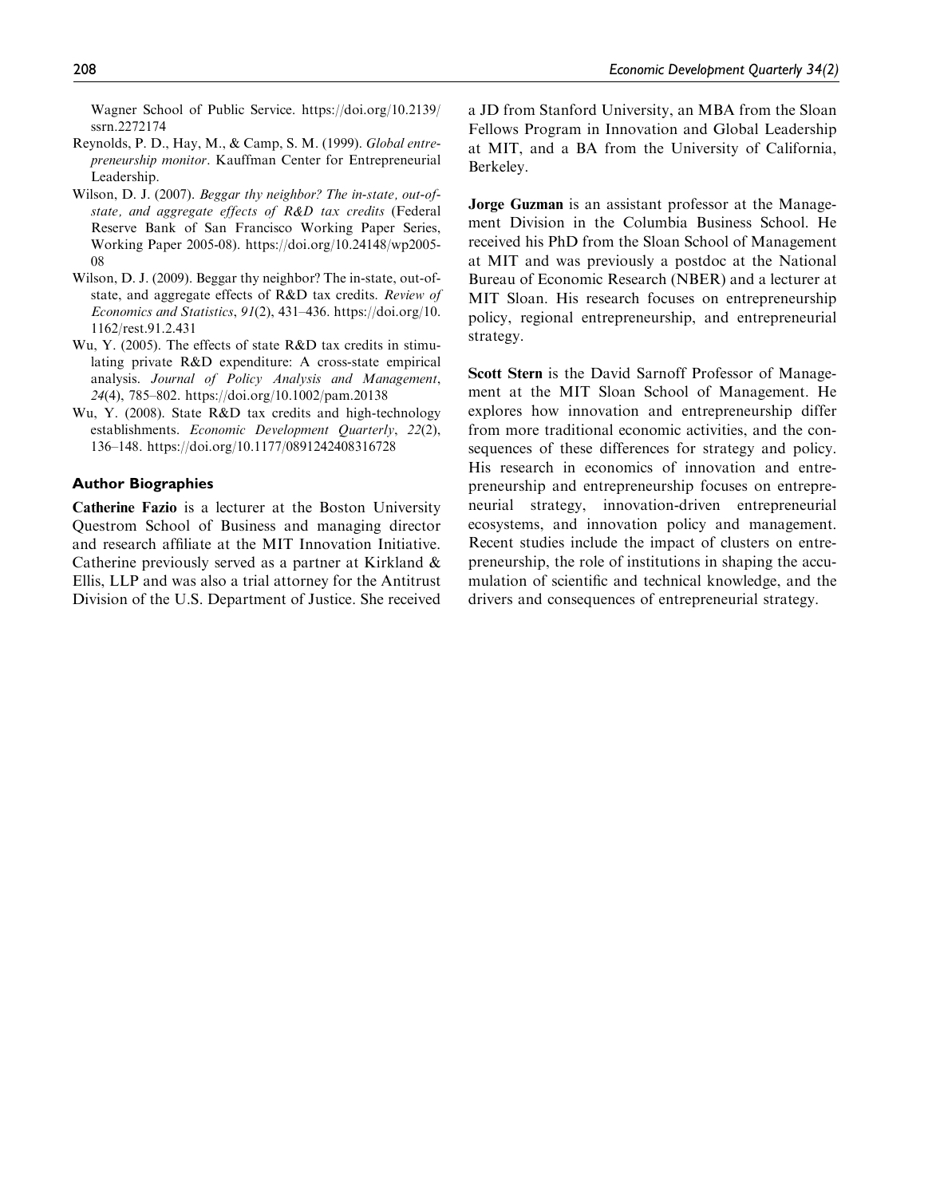Wagner School of Public Service. https://doi.org/10.2139/ssrn.2272174

Reynolds, P. D., Hay, M., & Camp, S. M. (1999). *Global entrepreneurship monitor*. Kauffman Center for Entrepreneurial Leadership.

Wilson, D. J. (2007). *Beggar thy neighbor? The in-state, out-of-state, and aggregate effects of R&D tax credits* (Federal Reserve Bank of San Francisco Working Paper Series, Working Paper 2005-08). https://doi.org/10.24148/wp2005-08

Wilson, D. J. (2009). Beggar thy neighbor? The in-state, out-of-state, and aggregate effects of R&D tax credits. *Review of Economics and Statistics*, *91*(2), 431–436. https://doi.org/10.1162/rest.91.2.431

Wu, Y. (2005). The effects of state R&D tax credits in stimulating private R&D expenditure: A cross-state empirical analysis. *Journal of Policy Analysis and Management*, *24*(4), 785–802. https://doi.org/10.1002/pam.20138

Wu, Y. (2008). State R&D tax credits and high-technology establishments. *Economic Development Quarterly*, *22*(2), 136–148. https://doi.org/10.1177/0891242408316728

## Author Biographies

**Catherine Fazio** is a lecturer at the Boston University Questrom School of Business and managing director and research affiliate at the MIT Innovation Initiative. Catherine previously served as a partner at Kirkland & Ellis, LLP and was also a trial attorney for the Antitrust Division of the U.S. Department of Justice. She received a JD from Stanford University, an MBA from the Sloan Fellows Program in Innovation and Global Leadership at MIT, and a BA from the University of California, Berkeley.

**Jorge Guzman** is an assistant professor at the Management Division in the Columbia Business School. He received his PhD from the Sloan School of Management at MIT and was previously a postdoc at the National Bureau of Economic Research (NBER) and a lecturer at MIT Sloan. His research focuses on entrepreneurship policy, regional entrepreneurship, and entrepreneurial strategy.

**Scott Stern** is the David Sarnoff Professor of Management at the MIT Sloan School of Management. He explores how innovation and entrepreneurship differ from more traditional economic activities, and the consequences of these differences for strategy and policy. His research in economics of innovation and entrepreneurship and entrepreneurship focuses on entrepreneurial strategy, innovation-driven entrepreneurial ecosystems, and innovation policy and management. Recent studies include the impact of clusters on entrepreneurship, the role of institutions in shaping the accumulation of scientific and technical knowledge, and the drivers and consequences of entrepreneurial strategy.